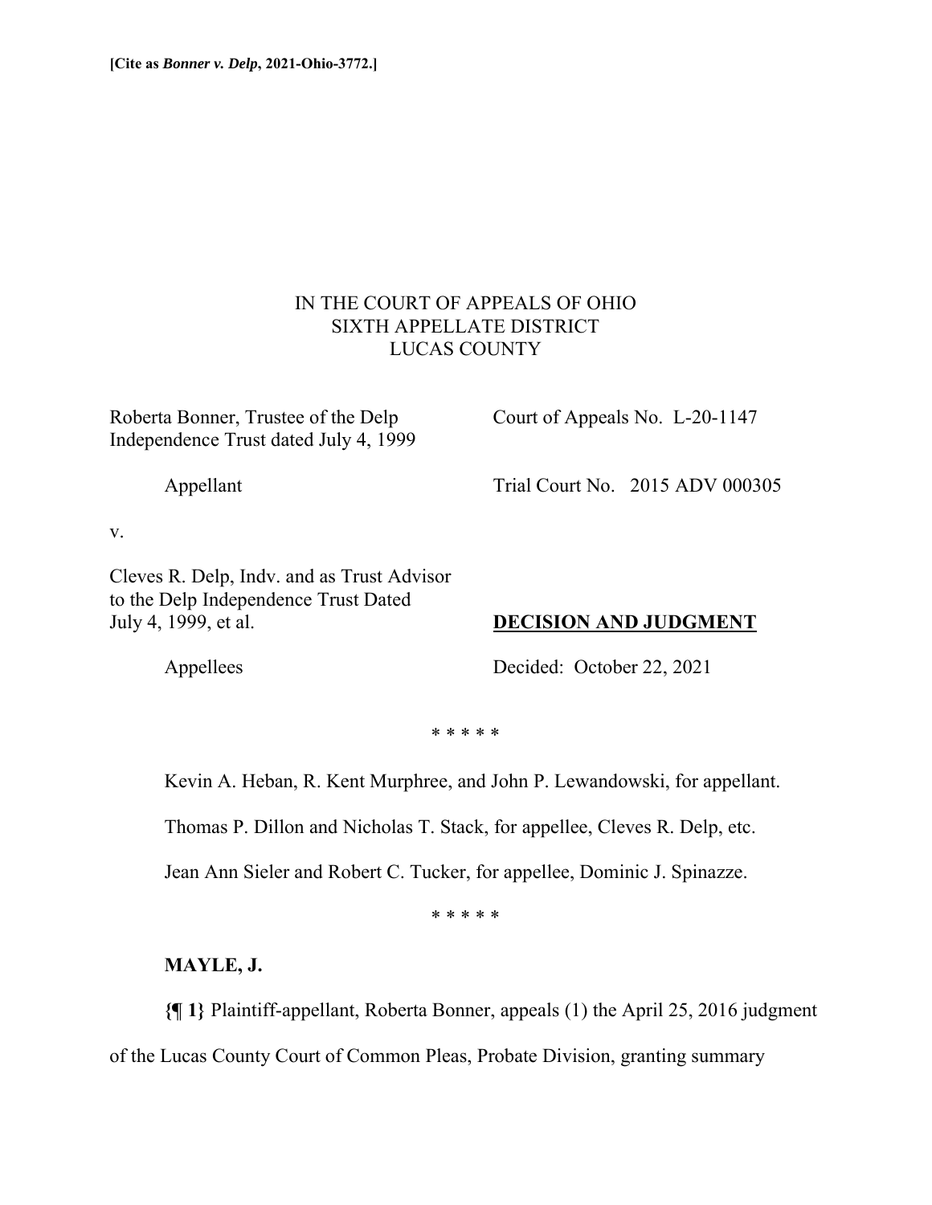**[Cite as *Bonner v. Delp*, 2021-Ohio-3772.]**

IN THE COURT OF APPEALS OF OHIO
SIXTH APPELLATE DISTRICT
LUCAS COUNTY

Roberta Bonner, Trustee of the Delp Independence Trust dated July 4, 1999

Appellant

v.

Cleves R. Delp, Indv. and as Trust Advisor to the Delp Independence Trust Dated July 4, 1999, et al.

Appellees

Court of Appeals No. L-20-1147

Trial Court No. 2015 ADV 000305

**DECISION AND JUDGMENT**

Decided: October 22, 2021

\* \* \* \* \*

Kevin A. Heban, R. Kent Murphree, and John P. Lewandowski, for appellant.

Thomas P. Dillon and Nicholas T. Stack, for appellee, Cleves R. Delp, etc.

Jean Ann Sieler and Robert C. Tucker, for appellee, Dominic J. Spinazze.

\* \* \* \* \*

**MAYLE, J.**

**{¶ 1}** Plaintiff-appellant, Roberta Bonner, appeals (1) the April 25, 2016 judgment of the Lucas County Court of Common Pleas, Probate Division, granting summary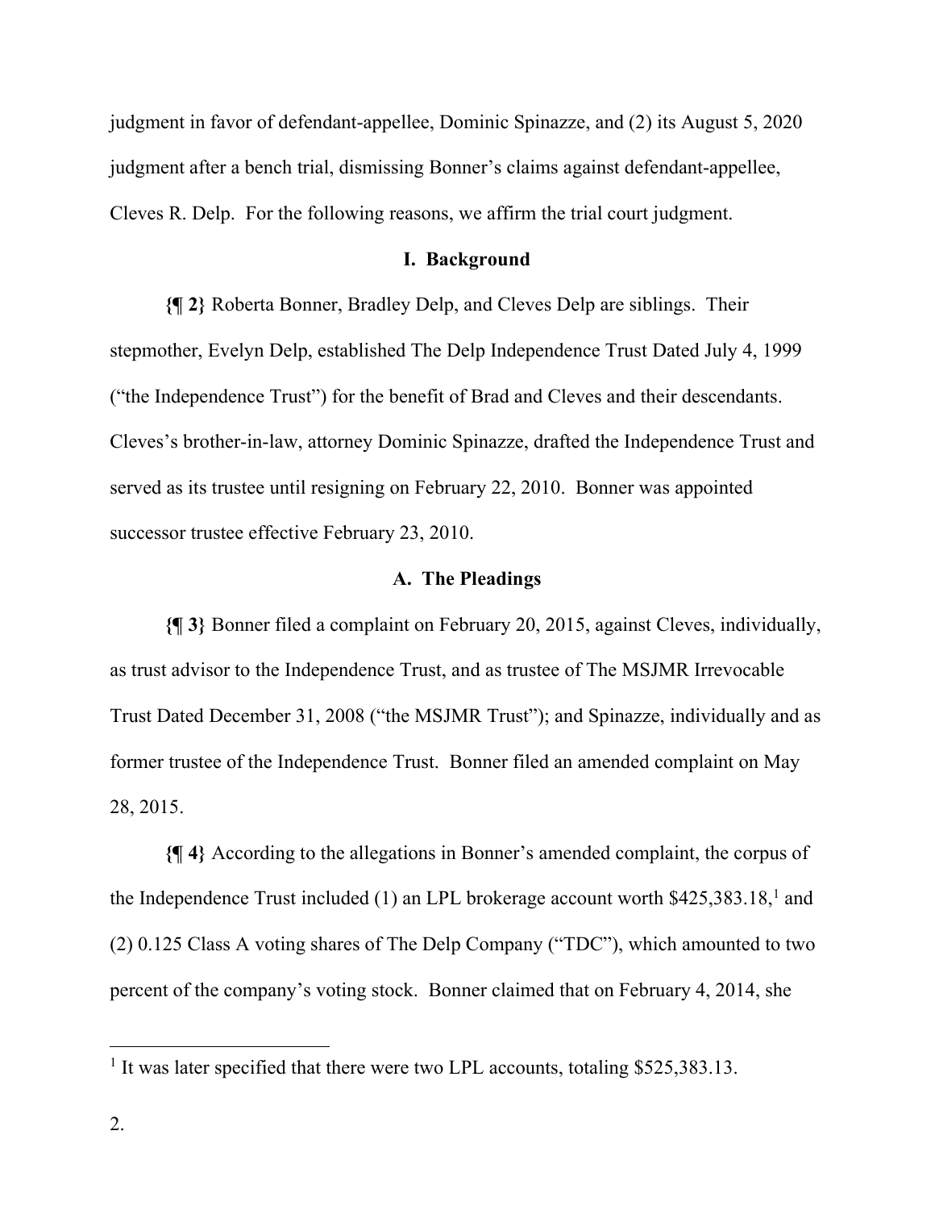judgment in favor of defendant-appellee, Dominic Spinazze, and (2) its August 5, 2020 judgment after a bench trial, dismissing Bonner's claims against defendant-appellee, Cleves R. Delp. For the following reasons, we affirm the trial court judgment.

## I. Background

**{¶ 2}** Roberta Bonner, Bradley Delp, and Cleves Delp are siblings. Their stepmother, Evelyn Delp, established The Delp Independence Trust Dated July 4, 1999 ("the Independence Trust") for the benefit of Brad and Cleves and their descendants. Cleves's brother-in-law, attorney Dominic Spinazze, drafted the Independence Trust and served as its trustee until resigning on February 22, 2010. Bonner was appointed successor trustee effective February 23, 2010.

### A. The Pleadings

**{¶ 3}** Bonner filed a complaint on February 20, 2015, against Cleves, individually, as trust advisor to the Independence Trust, and as trustee of The MSJMR Irrevocable Trust Dated December 31, 2008 ("the MSJMR Trust"); and Spinazze, individually and as former trustee of the Independence Trust. Bonner filed an amended complaint on May 28, 2015.

**{¶ 4}** According to the allegations in Bonner's amended complaint, the corpus of the Independence Trust included (1) an LPL brokerage account worth $425,383.18,[1] and (2) 0.125 Class A voting shares of The Delp Company ("TDC"), which amounted to two percent of the company's voting stock. Bonner claimed that on February 4, 2014, she

---

[1] It was later specified that there were two LPL accounts, totaling $525,383.13.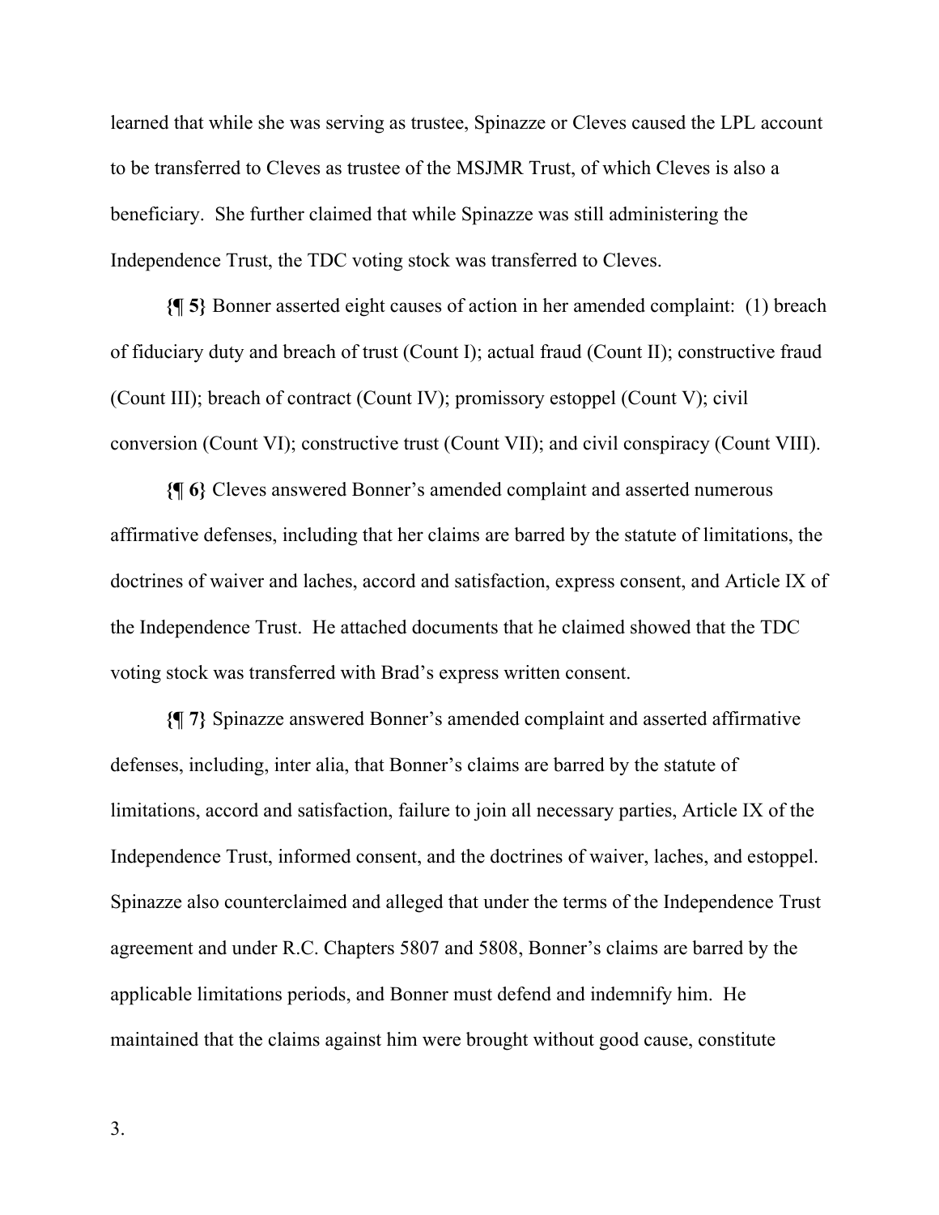learned that while she was serving as trustee, Spinazze or Cleves caused the LPL account to be transferred to Cleves as trustee of the MSJMR Trust, of which Cleves is also a beneficiary. She further claimed that while Spinazze was still administering the Independence Trust, the TDC voting stock was transferred to Cleves.

**{¶ 5}** Bonner asserted eight causes of action in her amended complaint: (1) breach of fiduciary duty and breach of trust (Count I); actual fraud (Count II); constructive fraud (Count III); breach of contract (Count IV); promissory estoppel (Count V); civil conversion (Count VI); constructive trust (Count VII); and civil conspiracy (Count VIII).

**{¶ 6}** Cleves answered Bonner's amended complaint and asserted numerous affirmative defenses, including that her claims are barred by the statute of limitations, the doctrines of waiver and laches, accord and satisfaction, express consent, and Article IX of the Independence Trust. He attached documents that he claimed showed that the TDC voting stock was transferred with Brad's express written consent.

**{¶ 7}** Spinazze answered Bonner's amended complaint and asserted affirmative defenses, including, inter alia, that Bonner's claims are barred by the statute of limitations, accord and satisfaction, failure to join all necessary parties, Article IX of the Independence Trust, informed consent, and the doctrines of waiver, laches, and estoppel. Spinazze also counterclaimed and alleged that under the terms of the Independence Trust agreement and under R.C. Chapters 5807 and 5808, Bonner's claims are barred by the applicable limitations periods, and Bonner must defend and indemnify him. He maintained that the claims against him were brought without good cause, constitute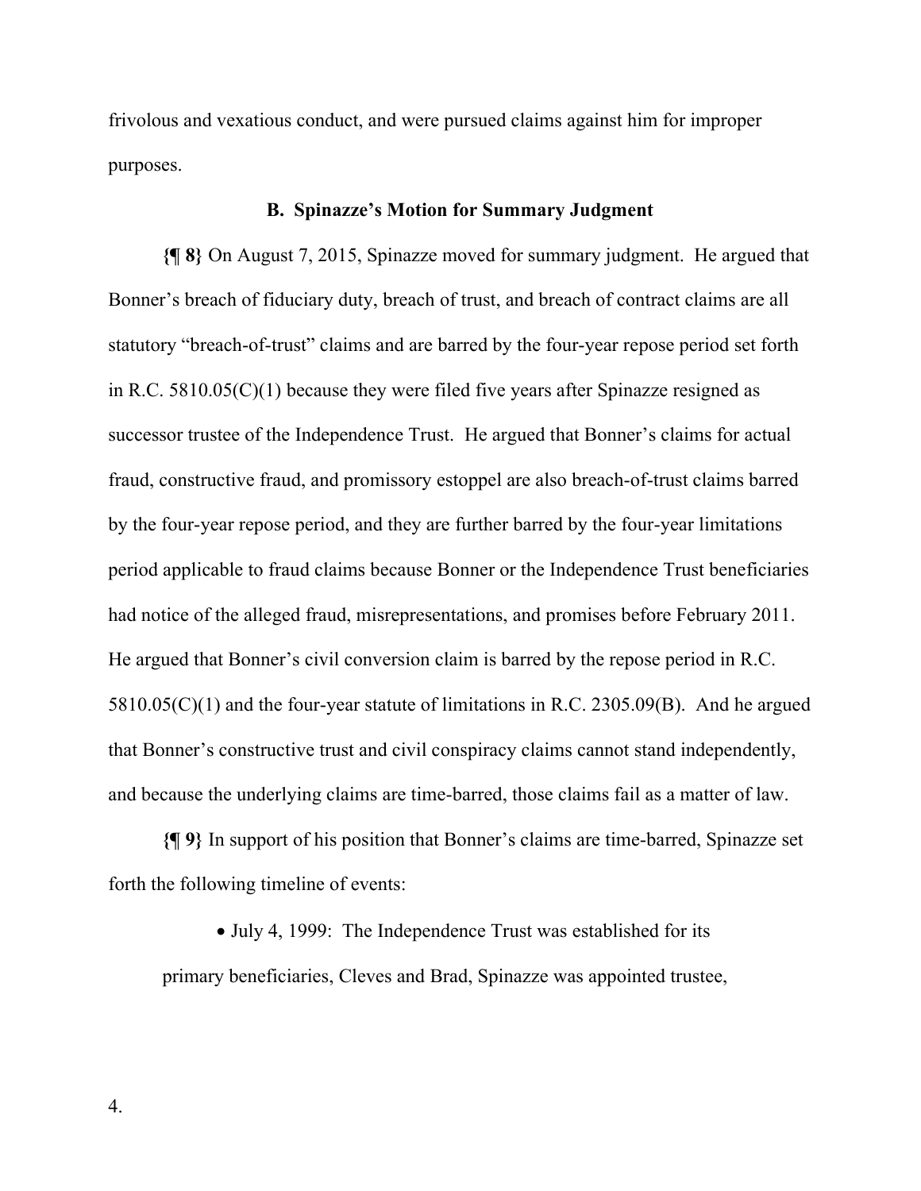frivolous and vexatious conduct, and were pursued claims against him for improper purposes.

### B. Spinazze's Motion for Summary Judgment

**{¶ 8}** On August 7, 2015, Spinazze moved for summary judgment. He argued that Bonner's breach of fiduciary duty, breach of trust, and breach of contract claims are all statutory "breach-of-trust" claims and are barred by the four-year repose period set forth in R.C. 5810.05(C)(1) because they were filed five years after Spinazze resigned as successor trustee of the Independence Trust. He argued that Bonner's claims for actual fraud, constructive fraud, and promissory estoppel are also breach-of-trust claims barred by the four-year repose period, and they are further barred by the four-year limitations period applicable to fraud claims because Bonner or the Independence Trust beneficiaries had notice of the alleged fraud, misrepresentations, and promises before February 2011. He argued that Bonner's civil conversion claim is barred by the repose period in R.C. 5810.05(C)(1) and the four-year statute of limitations in R.C. 2305.09(B). And he argued that Bonner's constructive trust and civil conspiracy claims cannot stand independently, and because the underlying claims are time-barred, those claims fail as a matter of law.

**{¶ 9}** In support of his position that Bonner's claims are time-barred, Spinazze set forth the following timeline of events:

- July 4, 1999: The Independence Trust was established for its primary beneficiaries, Cleves and Brad, Spinazze was appointed trustee,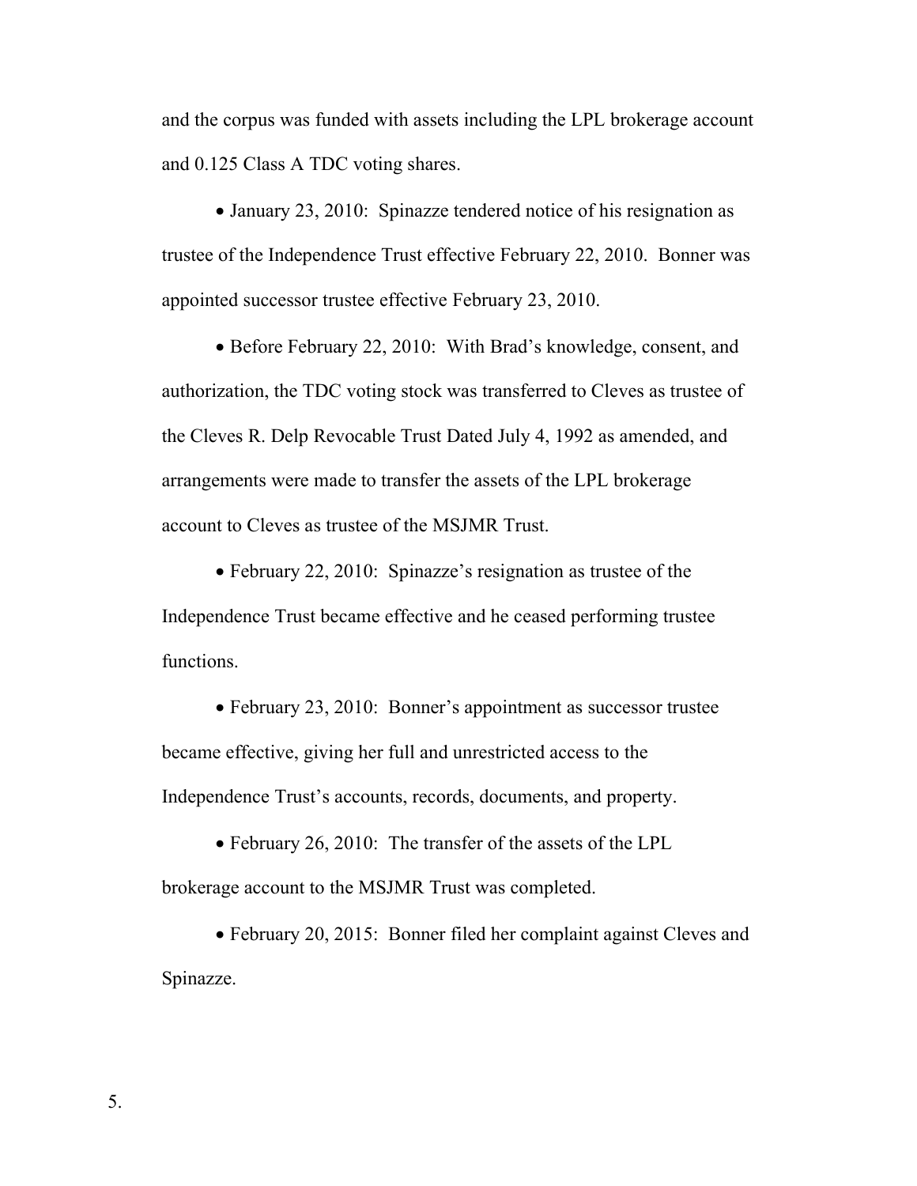and the corpus was funded with assets including the LPL brokerage account and 0.125 Class A TDC voting shares.

- January 23, 2010: Spinazze tendered notice of his resignation as trustee of the Independence Trust effective February 22, 2010. Bonner was appointed successor trustee effective February 23, 2010.
- Before February 22, 2010: With Brad's knowledge, consent, and authorization, the TDC voting stock was transferred to Cleves as trustee of the Cleves R. Delp Revocable Trust Dated July 4, 1992 as amended, and arrangements were made to transfer the assets of the LPL brokerage account to Cleves as trustee of the MSJMR Trust.
- February 22, 2010: Spinazze's resignation as trustee of the Independence Trust became effective and he ceased performing trustee functions.
- February 23, 2010: Bonner's appointment as successor trustee became effective, giving her full and unrestricted access to the Independence Trust's accounts, records, documents, and property.
- February 26, 2010: The transfer of the assets of the LPL brokerage account to the MSJMR Trust was completed.
- February 20, 2015: Bonner filed her complaint against Cleves and Spinazze.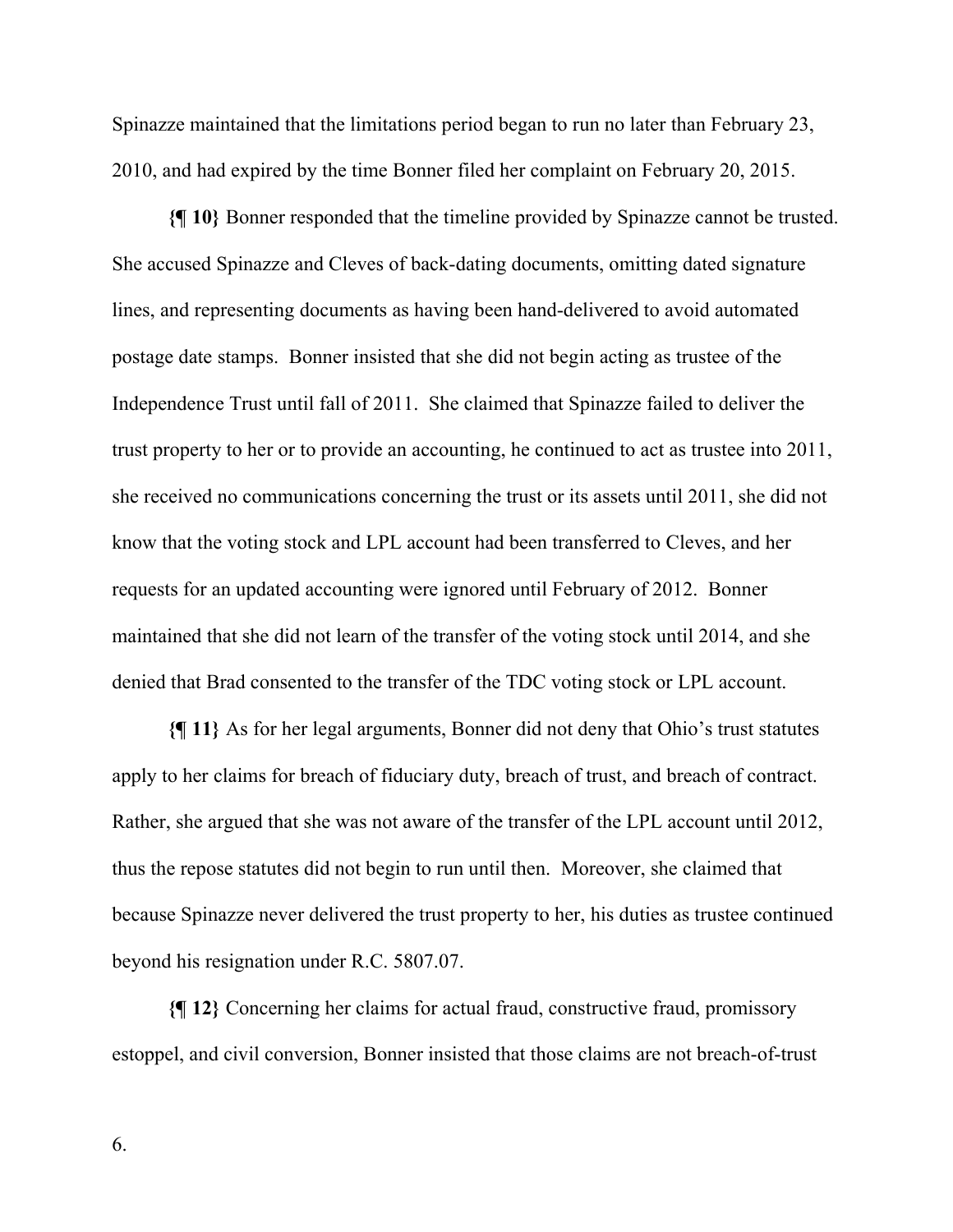Spinazze maintained that the limitations period began to run no later than February 23, 2010, and had expired by the time Bonner filed her complaint on February 20, 2015.

**{¶ 10}** Bonner responded that the timeline provided by Spinazze cannot be trusted. She accused Spinazze and Cleves of back-dating documents, omitting dated signature lines, and representing documents as having been hand-delivered to avoid automated postage date stamps. Bonner insisted that she did not begin acting as trustee of the Independence Trust until fall of 2011. She claimed that Spinazze failed to deliver the trust property to her or to provide an accounting, he continued to act as trustee into 2011, she received no communications concerning the trust or its assets until 2011, she did not know that the voting stock and LPL account had been transferred to Cleves, and her requests for an updated accounting were ignored until February of 2012. Bonner maintained that she did not learn of the transfer of the voting stock until 2014, and she denied that Brad consented to the transfer of the TDC voting stock or LPL account.

**{¶ 11}** As for her legal arguments, Bonner did not deny that Ohio's trust statutes apply to her claims for breach of fiduciary duty, breach of trust, and breach of contract. Rather, she argued that she was not aware of the transfer of the LPL account until 2012, thus the repose statutes did not begin to run until then. Moreover, she claimed that because Spinazze never delivered the trust property to her, his duties as trustee continued beyond his resignation under R.C. 5807.07.

**{¶ 12}** Concerning her claims for actual fraud, constructive fraud, promissory estoppel, and civil conversion, Bonner insisted that those claims are not breach-of-trust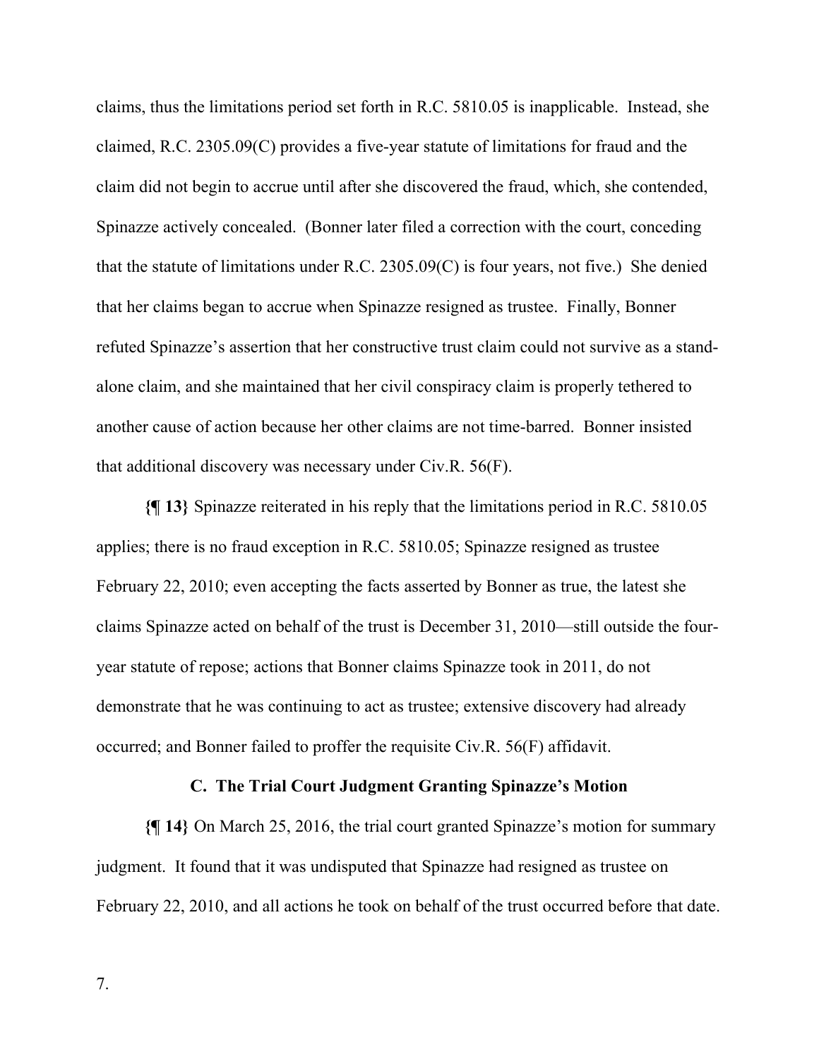claims, thus the limitations period set forth in R.C. 5810.05 is inapplicable. Instead, she claimed, R.C. 2305.09(C) provides a five-year statute of limitations for fraud and the claim did not begin to accrue until after she discovered the fraud, which, she contended, Spinazze actively concealed. (Bonner later filed a correction with the court, conceding that the statute of limitations under R.C. 2305.09(C) is four years, not five.) She denied that her claims began to accrue when Spinazze resigned as trustee. Finally, Bonner refuted Spinazze's assertion that her constructive trust claim could not survive as a stand-alone claim, and she maintained that her civil conspiracy claim is properly tethered to another cause of action because her other claims are not time-barred. Bonner insisted that additional discovery was necessary under Civ.R. 56(F).

**{¶ 13}** Spinazze reiterated in his reply that the limitations period in R.C. 5810.05 applies; there is no fraud exception in R.C. 5810.05; Spinazze resigned as trustee February 22, 2010; even accepting the facts asserted by Bonner as true, the latest she claims Spinazze acted on behalf of the trust is December 31, 2010—still outside the four-year statute of repose; actions that Bonner claims Spinazze took in 2011, do not demonstrate that he was continuing to act as trustee; extensive discovery had already occurred; and Bonner failed to proffer the requisite Civ.R. 56(F) affidavit.

### C. The Trial Court Judgment Granting Spinazze's Motion

**{¶ 14}** On March 25, 2016, the trial court granted Spinazze's motion for summary judgment. It found that it was undisputed that Spinazze had resigned as trustee on February 22, 2010, and all actions he took on behalf of the trust occurred before that date.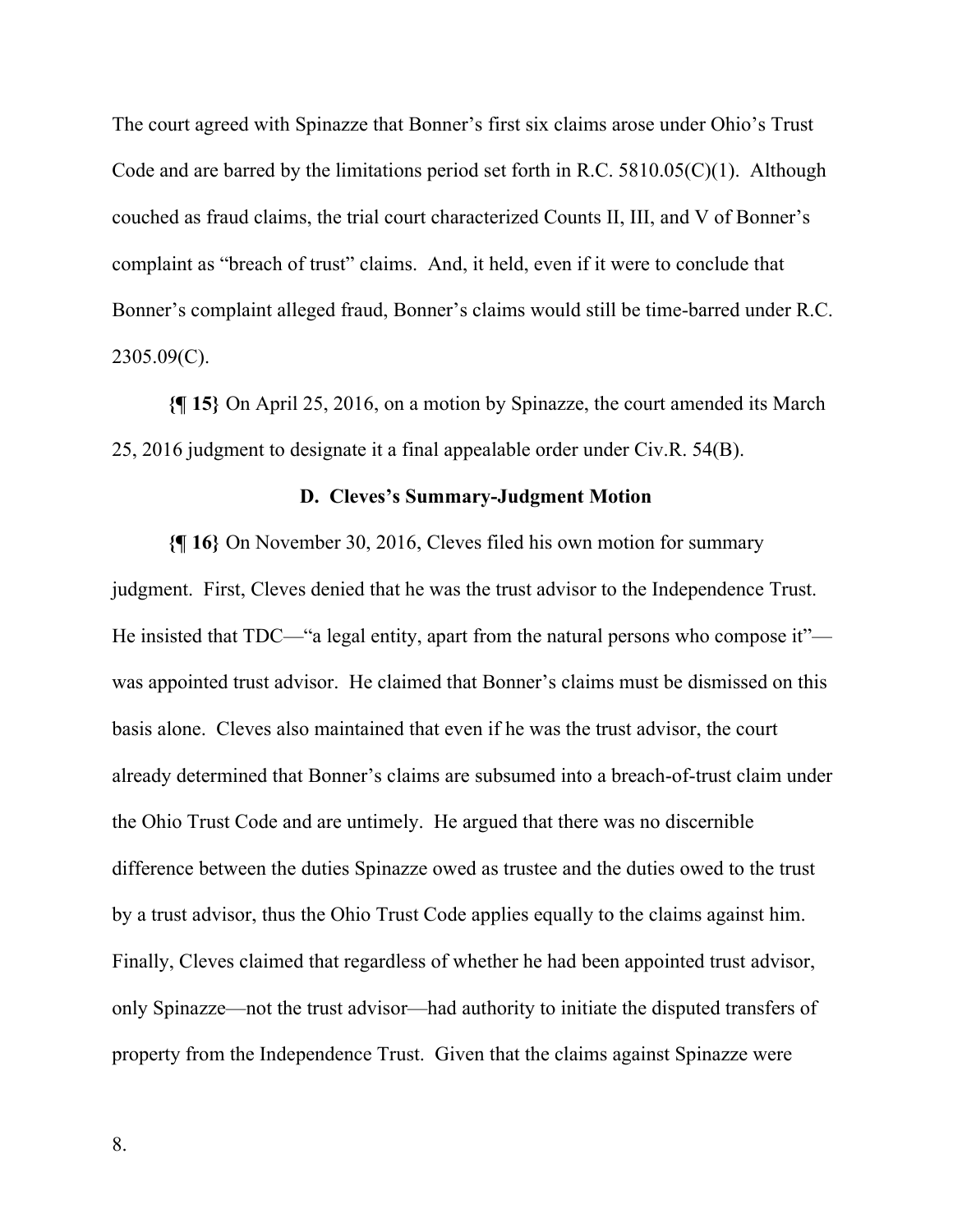The court agreed with Spinazze that Bonner's first six claims arose under Ohio's Trust Code and are barred by the limitations period set forth in R.C. 5810.05(C)(1). Although couched as fraud claims, the trial court characterized Counts II, III, and V of Bonner's complaint as "breach of trust" claims. And, it held, even if it were to conclude that Bonner's complaint alleged fraud, Bonner's claims would still be time-barred under R.C. 2305.09(C).

**{¶ 15}** On April 25, 2016, on a motion by Spinazze, the court amended its March 25, 2016 judgment to designate it a final appealable order under Civ.R. 54(B).

### D. Cleves's Summary-Judgment Motion

**{¶ 16}** On November 30, 2016, Cleves filed his own motion for summary judgment. First, Cleves denied that he was the trust advisor to the Independence Trust. He insisted that TDC—"a legal entity, apart from the natural persons who compose it"—was appointed trust advisor. He claimed that Bonner's claims must be dismissed on this basis alone. Cleves also maintained that even if he was the trust advisor, the court already determined that Bonner's claims are subsumed into a breach-of-trust claim under the Ohio Trust Code and are untimely. He argued that there was no discernible difference between the duties Spinazze owed as trustee and the duties owed to the trust by a trust advisor, thus the Ohio Trust Code applies equally to the claims against him. Finally, Cleves claimed that regardless of whether he had been appointed trust advisor, only Spinazze—not the trust advisor—had authority to initiate the disputed transfers of property from the Independence Trust. Given that the claims against Spinazze were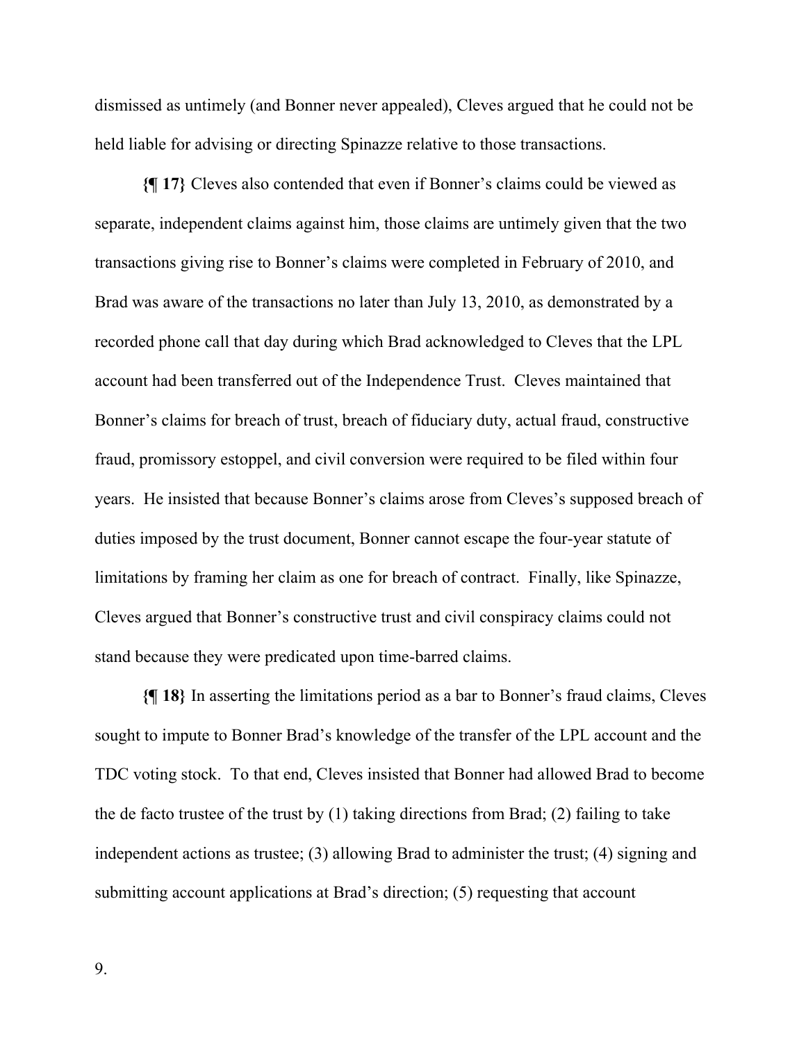dismissed as untimely (and Bonner never appealed), Cleves argued that he could not be held liable for advising or directing Spinazze relative to those transactions.

**{¶ 17}** Cleves also contended that even if Bonner's claims could be viewed as separate, independent claims against him, those claims are untimely given that the two transactions giving rise to Bonner's claims were completed in February of 2010, and Brad was aware of the transactions no later than July 13, 2010, as demonstrated by a recorded phone call that day during which Brad acknowledged to Cleves that the LPL account had been transferred out of the Independence Trust. Cleves maintained that Bonner's claims for breach of trust, breach of fiduciary duty, actual fraud, constructive fraud, promissory estoppel, and civil conversion were required to be filed within four years. He insisted that because Bonner's claims arose from Cleves's supposed breach of duties imposed by the trust document, Bonner cannot escape the four-year statute of limitations by framing her claim as one for breach of contract. Finally, like Spinazze, Cleves argued that Bonner's constructive trust and civil conspiracy claims could not stand because they were predicated upon time-barred claims.

**{¶ 18}** In asserting the limitations period as a bar to Bonner's fraud claims, Cleves sought to impute to Bonner Brad's knowledge of the transfer of the LPL account and the TDC voting stock. To that end, Cleves insisted that Bonner had allowed Brad to become the de facto trustee of the trust by (1) taking directions from Brad; (2) failing to take independent actions as trustee; (3) allowing Brad to administer the trust; (4) signing and submitting account applications at Brad's direction; (5) requesting that account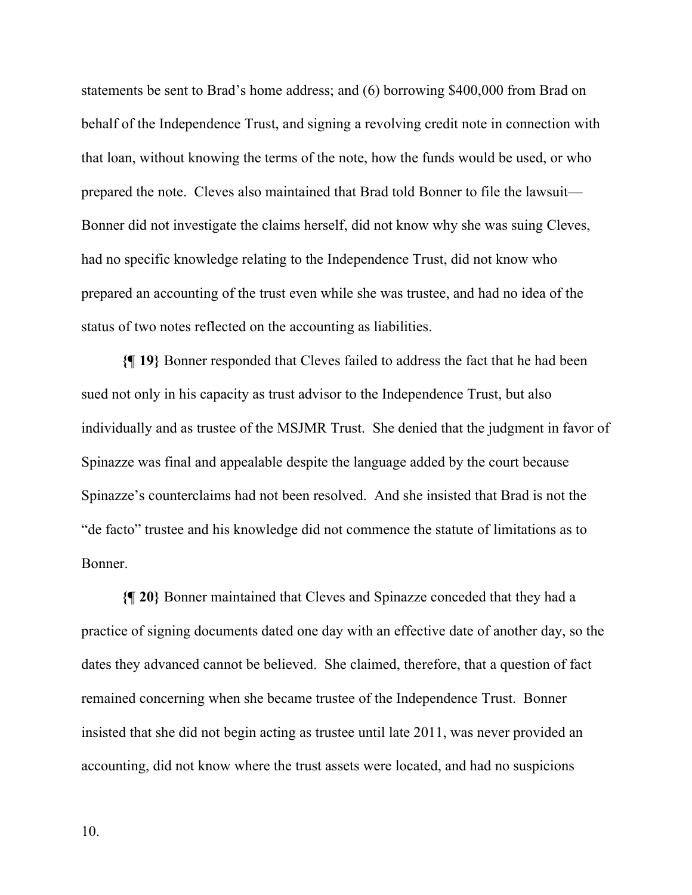statements be sent to Brad's home address; and (6) borrowing $400,000 from Brad on behalf of the Independence Trust, and signing a revolving credit note in connection with that loan, without knowing the terms of the note, how the funds would be used, or who prepared the note. Cleves also maintained that Brad told Bonner to file the lawsuit—Bonner did not investigate the claims herself, did not know why she was suing Cleves, had no specific knowledge relating to the Independence Trust, did not know who prepared an accounting of the trust even while she was trustee, and had no idea of the status of two notes reflected on the accounting as liabilities.

**{¶ 19}** Bonner responded that Cleves failed to address the fact that he had been sued not only in his capacity as trust advisor to the Independence Trust, but also individually and as trustee of the MSJMR Trust. She denied that the judgment in favor of Spinazze was final and appealable despite the language added by the court because Spinazze's counterclaims had not been resolved. And she insisted that Brad is not the "de facto" trustee and his knowledge did not commence the statute of limitations as to Bonner.

**{¶ 20}** Bonner maintained that Cleves and Spinazze conceded that they had a practice of signing documents dated one day with an effective date of another day, so the dates they advanced cannot be believed. She claimed, therefore, that a question of fact remained concerning when she became trustee of the Independence Trust. Bonner insisted that she did not begin acting as trustee until late 2011, was never provided an accounting, did not know where the trust assets were located, and had no suspicions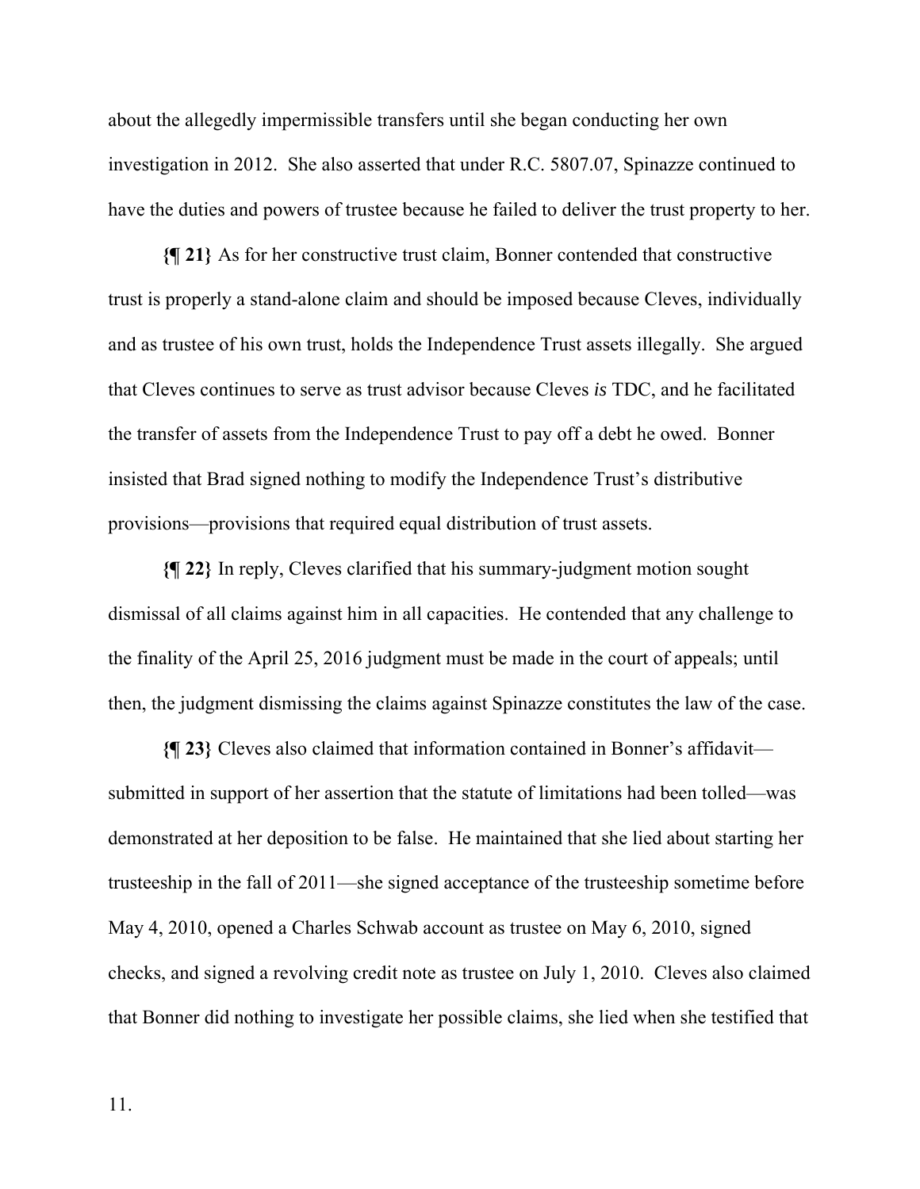about the allegedly impermissible transfers until she began conducting her own investigation in 2012. She also asserted that under R.C. 5807.07, Spinazze continued to have the duties and powers of trustee because he failed to deliver the trust property to her.

**{¶ 21}** As for her constructive trust claim, Bonner contended that constructive trust is properly a stand-alone claim and should be imposed because Cleves, individually and as trustee of his own trust, holds the Independence Trust assets illegally. She argued that Cleves continues to serve as trust advisor because Cleves *is* TDC, and he facilitated the transfer of assets from the Independence Trust to pay off a debt he owed. Bonner insisted that Brad signed nothing to modify the Independence Trust's distributive provisions—provisions that required equal distribution of trust assets.

**{¶ 22}** In reply, Cleves clarified that his summary-judgment motion sought dismissal of all claims against him in all capacities. He contended that any challenge to the finality of the April 25, 2016 judgment must be made in the court of appeals; until then, the judgment dismissing the claims against Spinazze constitutes the law of the case.

**{¶ 23}** Cleves also claimed that information contained in Bonner's affidavit—submitted in support of her assertion that the statute of limitations had been tolled—was demonstrated at her deposition to be false. He maintained that she lied about starting her trusteeship in the fall of 2011—she signed acceptance of the trusteeship sometime before May 4, 2010, opened a Charles Schwab account as trustee on May 6, 2010, signed checks, and signed a revolving credit note as trustee on July 1, 2010. Cleves also claimed that Bonner did nothing to investigate her possible claims, she lied when she testified that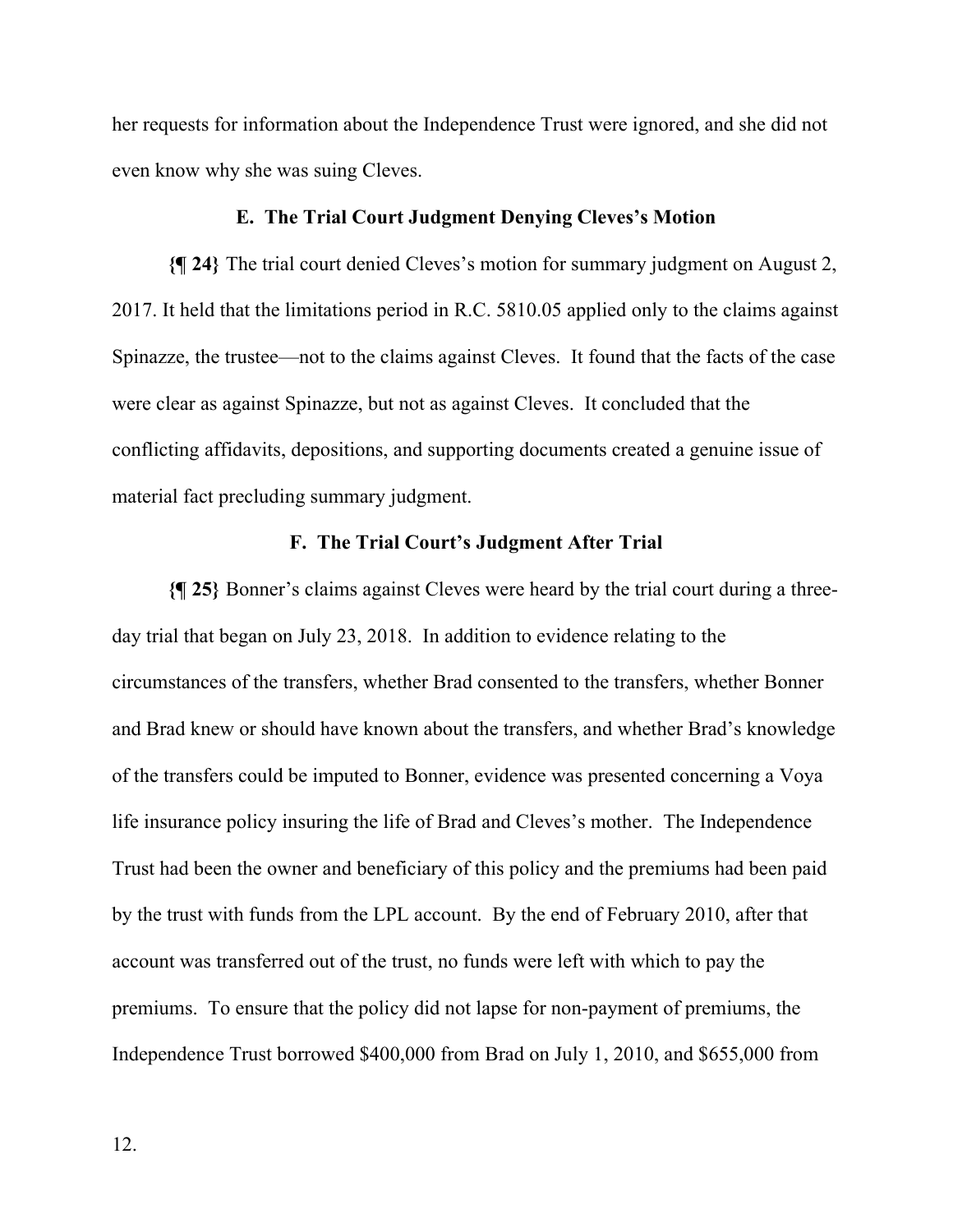her requests for information about the Independence Trust were ignored, and she did not even know why she was suing Cleves.

### E. The Trial Court Judgment Denying Cleves's Motion

**{¶ 24}** The trial court denied Cleves's motion for summary judgment on August 2, 2017. It held that the limitations period in R.C. 5810.05 applied only to the claims against Spinazze, the trustee—not to the claims against Cleves. It found that the facts of the case were clear as against Spinazze, but not as against Cleves. It concluded that the conflicting affidavits, depositions, and supporting documents created a genuine issue of material fact precluding summary judgment.

### F. The Trial Court's Judgment After Trial

**{¶ 25}** Bonner's claims against Cleves were heard by the trial court during a three-day trial that began on July 23, 2018. In addition to evidence relating to the circumstances of the transfers, whether Brad consented to the transfers, whether Bonner and Brad knew or should have known about the transfers, and whether Brad's knowledge of the transfers could be imputed to Bonner, evidence was presented concerning a Voya life insurance policy insuring the life of Brad and Cleves's mother. The Independence Trust had been the owner and beneficiary of this policy and the premiums had been paid by the trust with funds from the LPL account. By the end of February 2010, after that account was transferred out of the trust, no funds were left with which to pay the premiums. To ensure that the policy did not lapse for non-payment of premiums, the Independence Trust borrowed $400,000 from Brad on July 1, 2010, and $655,000 from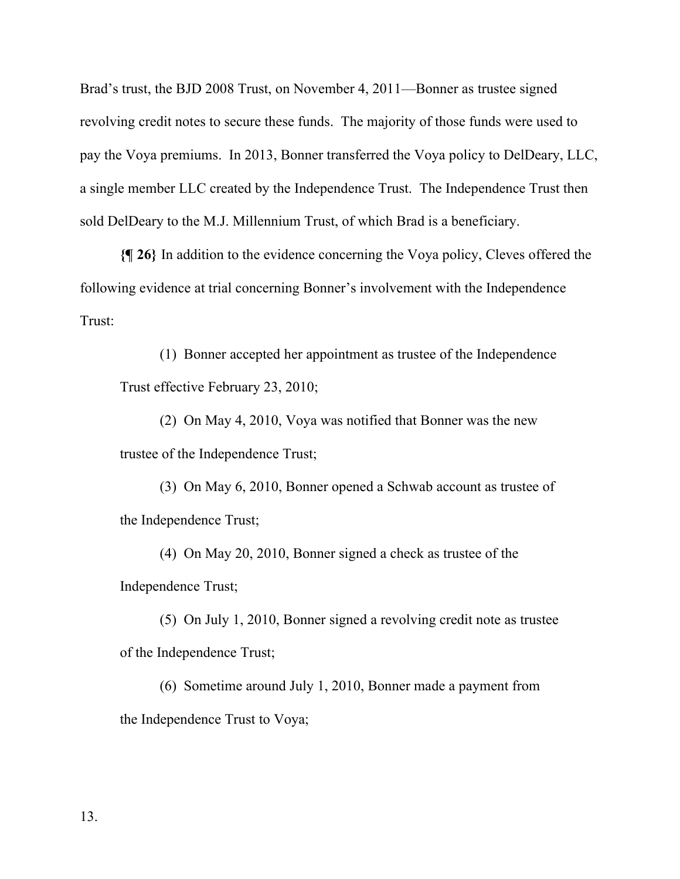Brad's trust, the BJD 2008 Trust, on November 4, 2011—Bonner as trustee signed revolving credit notes to secure these funds. The majority of those funds were used to pay the Voya premiums. In 2013, Bonner transferred the Voya policy to DelDeary, LLC, a single member LLC created by the Independence Trust. The Independence Trust then sold DelDeary to the M.J. Millennium Trust, of which Brad is a beneficiary.

**{¶ 26}** In addition to the evidence concerning the Voya policy, Cleves offered the following evidence at trial concerning Bonner's involvement with the Independence Trust:

> (1) Bonner accepted her appointment as trustee of the Independence Trust effective February 23, 2010;
>
> (2) On May 4, 2010, Voya was notified that Bonner was the new trustee of the Independence Trust;
>
> (3) On May 6, 2010, Bonner opened a Schwab account as trustee of the Independence Trust;
>
> (4) On May 20, 2010, Bonner signed a check as trustee of the Independence Trust;
>
> (5) On July 1, 2010, Bonner signed a revolving credit note as trustee of the Independence Trust;
>
> (6) Sometime around July 1, 2010, Bonner made a payment from the Independence Trust to Voya;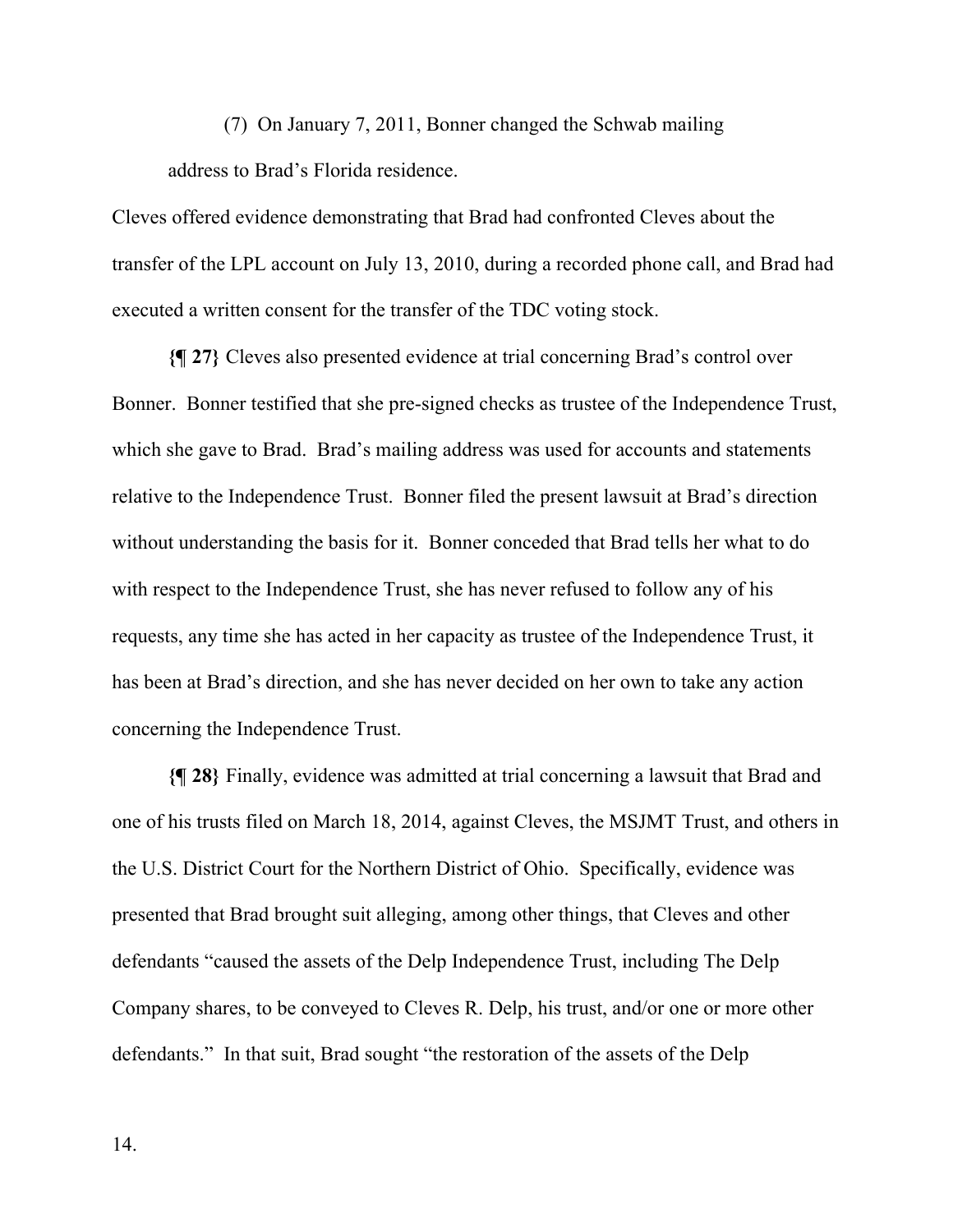(7) On January 7, 2011, Bonner changed the Schwab mailing address to Brad's Florida residence.

Cleves offered evidence demonstrating that Brad had confronted Cleves about the transfer of the LPL account on July 13, 2010, during a recorded phone call, and Brad had executed a written consent for the transfer of the TDC voting stock.

**{¶ 27}** Cleves also presented evidence at trial concerning Brad's control over Bonner. Bonner testified that she pre-signed checks as trustee of the Independence Trust, which she gave to Brad. Brad's mailing address was used for accounts and statements relative to the Independence Trust. Bonner filed the present lawsuit at Brad's direction without understanding the basis for it. Bonner conceded that Brad tells her what to do with respect to the Independence Trust, she has never refused to follow any of his requests, any time she has acted in her capacity as trustee of the Independence Trust, it has been at Brad's direction, and she has never decided on her own to take any action concerning the Independence Trust.

**{¶ 28}** Finally, evidence was admitted at trial concerning a lawsuit that Brad and one of his trusts filed on March 18, 2014, against Cleves, the MSJMT Trust, and others in the U.S. District Court for the Northern District of Ohio. Specifically, evidence was presented that Brad brought suit alleging, among other things, that Cleves and other defendants "caused the assets of the Delp Independence Trust, including The Delp Company shares, to be conveyed to Cleves R. Delp, his trust, and/or one or more other defendants." In that suit, Brad sought "the restoration of the assets of the Delp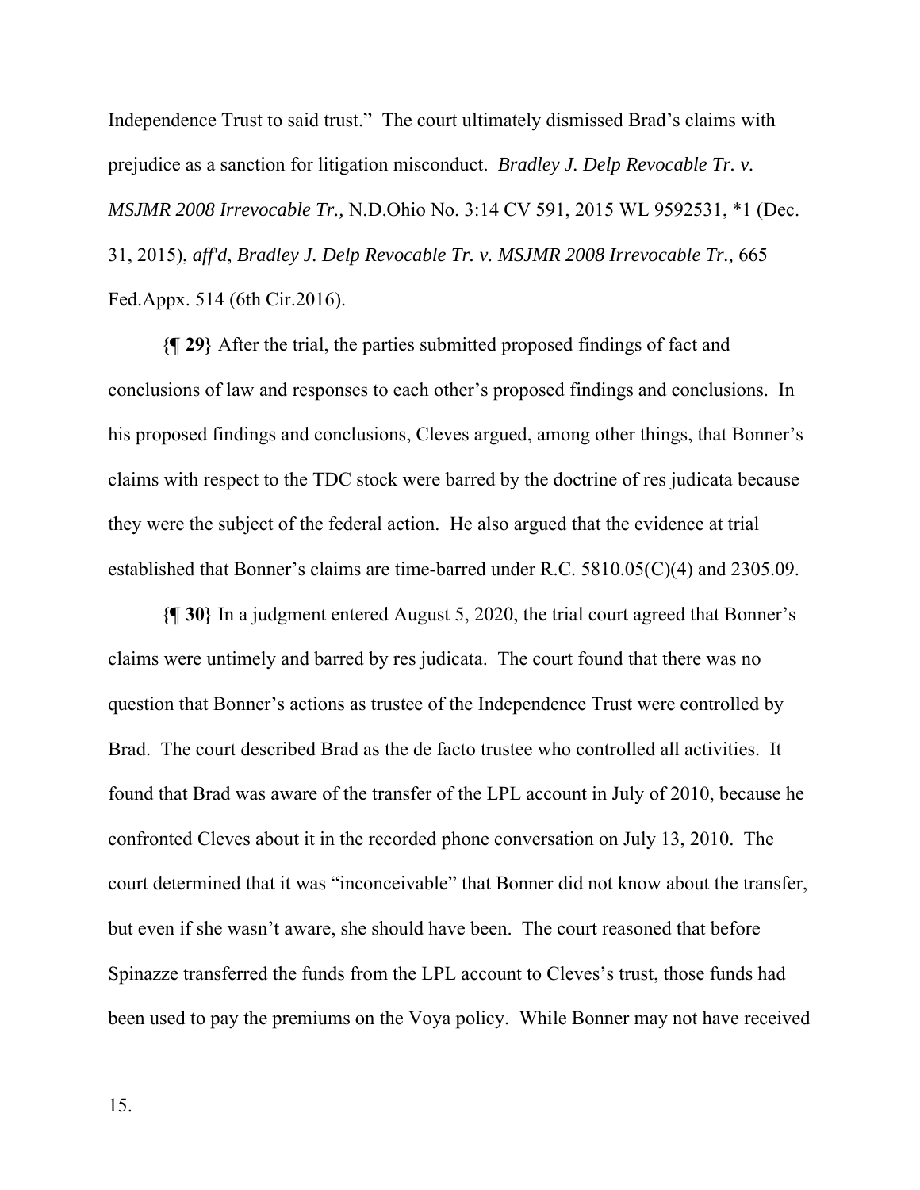Independence Trust to said trust." The court ultimately dismissed Brad's claims with prejudice as a sanction for litigation misconduct. *Bradley J. Delp Revocable Tr. v. MSJMR 2008 Irrevocable Tr.,* N.D.Ohio No. 3:14 CV 591, 2015 WL 9592531, *1 (Dec. 31, 2015), *aff'd*, *Bradley J. Delp Revocable Tr. v. MSJMR 2008 Irrevocable Tr.,* 665 Fed.Appx. 514 (6th Cir.2016).

**{¶ 29}** After the trial, the parties submitted proposed findings of fact and conclusions of law and responses to each other's proposed findings and conclusions. In his proposed findings and conclusions, Cleves argued, among other things, that Bonner's claims with respect to the TDC stock were barred by the doctrine of res judicata because they were the subject of the federal action. He also argued that the evidence at trial established that Bonner's claims are time-barred under R.C. 5810.05(C)(4) and 2305.09.

**{¶ 30}** In a judgment entered August 5, 2020, the trial court agreed that Bonner's claims were untimely and barred by res judicata. The court found that there was no question that Bonner's actions as trustee of the Independence Trust were controlled by Brad. The court described Brad as the de facto trustee who controlled all activities. It found that Brad was aware of the transfer of the LPL account in July of 2010, because he confronted Cleves about it in the recorded phone conversation on July 13, 2010. The court determined that it was "inconceivable" that Bonner did not know about the transfer, but even if she wasn't aware, she should have been. The court reasoned that before Spinazze transferred the funds from the LPL account to Cleves's trust, those funds had been used to pay the premiums on the Voya policy. While Bonner may not have received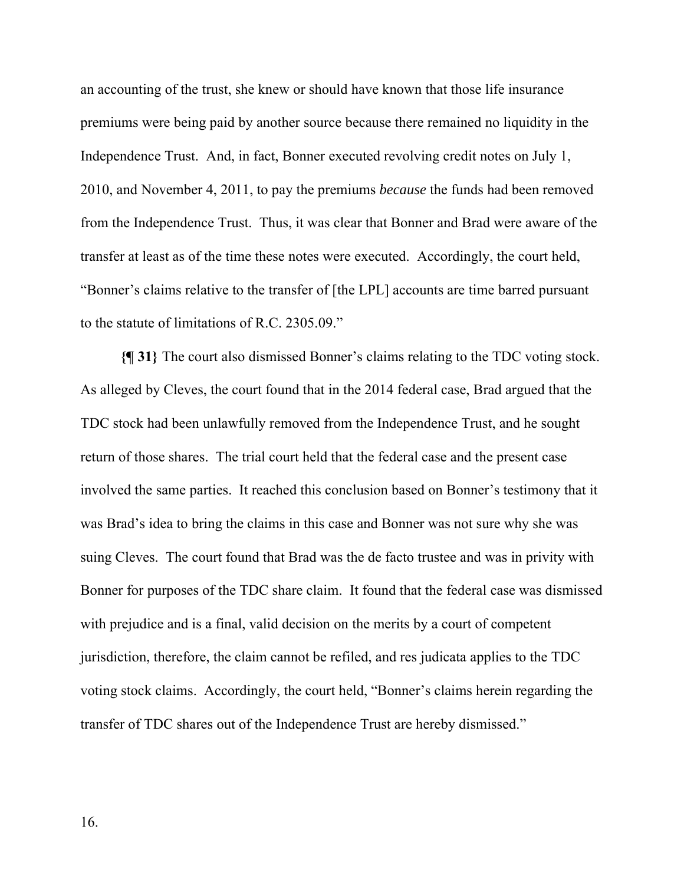an accounting of the trust, she knew or should have known that those life insurance premiums were being paid by another source because there remained no liquidity in the Independence Trust. And, in fact, Bonner executed revolving credit notes on July 1, 2010, and November 4, 2011, to pay the premiums *because* the funds had been removed from the Independence Trust. Thus, it was clear that Bonner and Brad were aware of the transfer at least as of the time these notes were executed. Accordingly, the court held, "Bonner's claims relative to the transfer of [the LPL] accounts are time barred pursuant to the statute of limitations of R.C. 2305.09."

**{¶ 31}** The court also dismissed Bonner's claims relating to the TDC voting stock. As alleged by Cleves, the court found that in the 2014 federal case, Brad argued that the TDC stock had been unlawfully removed from the Independence Trust, and he sought return of those shares. The trial court held that the federal case and the present case involved the same parties. It reached this conclusion based on Bonner's testimony that it was Brad's idea to bring the claims in this case and Bonner was not sure why she was suing Cleves. The court found that Brad was the de facto trustee and was in privity with Bonner for purposes of the TDC share claim. It found that the federal case was dismissed with prejudice and is a final, valid decision on the merits by a court of competent jurisdiction, therefore, the claim cannot be refiled, and res judicata applies to the TDC voting stock claims. Accordingly, the court held, "Bonner's claims herein regarding the transfer of TDC shares out of the Independence Trust are hereby dismissed."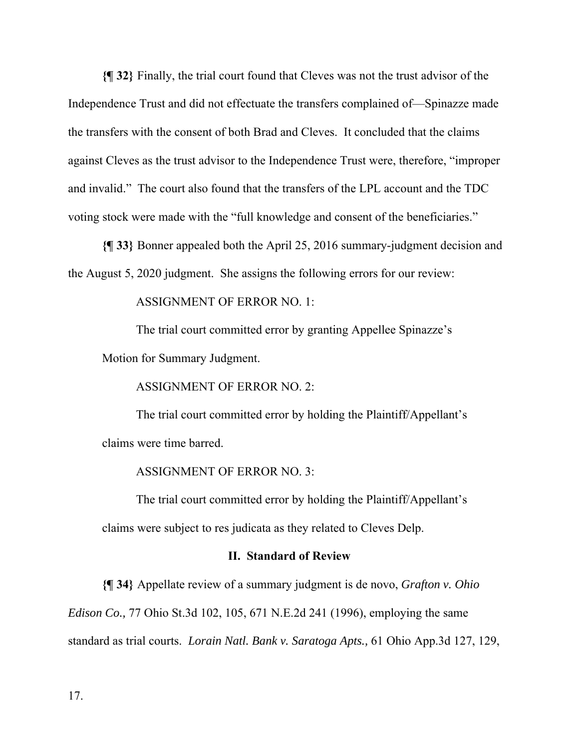**{¶ 32}** Finally, the trial court found that Cleves was not the trust advisor of the Independence Trust and did not effectuate the transfers complained of—Spinazze made the transfers with the consent of both Brad and Cleves. It concluded that the claims against Cleves as the trust advisor to the Independence Trust were, therefore, "improper and invalid." The court also found that the transfers of the LPL account and the TDC voting stock were made with the "full knowledge and consent of the beneficiaries."

**{¶ 33}** Bonner appealed both the April 25, 2016 summary-judgment decision and the August 5, 2020 judgment. She assigns the following errors for our review:

> ASSIGNMENT OF ERROR NO. 1:
>
> The trial court committed error by granting Appellee Spinazze's Motion for Summary Judgment.
>
> ASSIGNMENT OF ERROR NO. 2:
>
> The trial court committed error by holding the Plaintiff/Appellant's claims were time barred.
>
> ASSIGNMENT OF ERROR NO. 3:
>
> The trial court committed error by holding the Plaintiff/Appellant's claims were subject to res judicata as they related to Cleves Delp.

## II. Standard of Review

**{¶ 34}** Appellate review of a summary judgment is de novo, *Grafton v. Ohio Edison Co.,* 77 Ohio St.3d 102, 105, 671 N.E.2d 241 (1996), employing the same standard as trial courts. *Lorain Natl. Bank v. Saratoga Apts.,* 61 Ohio App.3d 127, 129,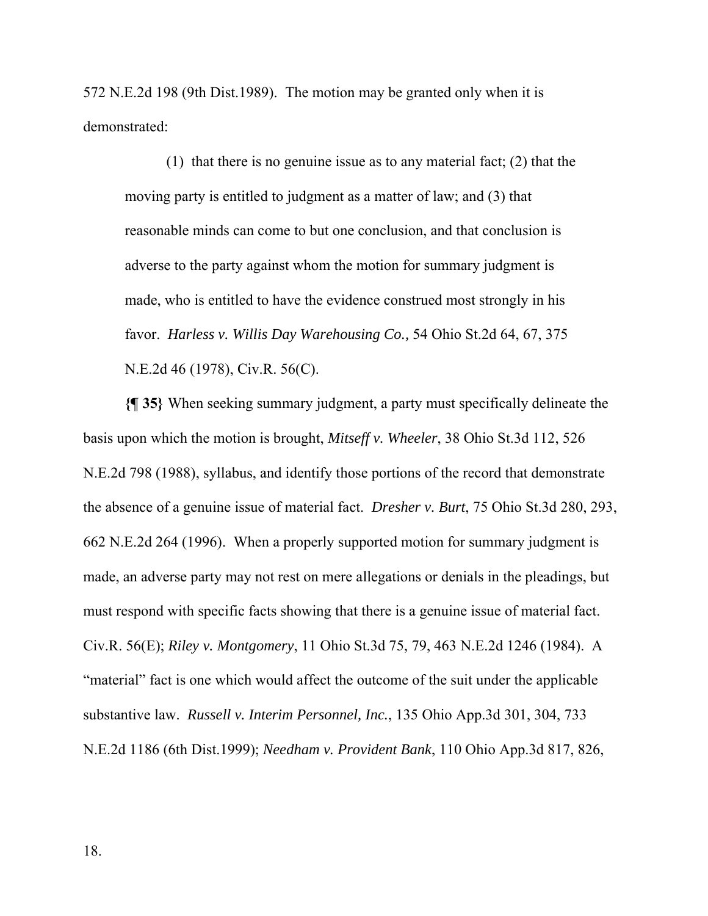572 N.E.2d 198 (9th Dist.1989). The motion may be granted only when it is demonstrated:

> (1) that there is no genuine issue as to any material fact; (2) that the moving party is entitled to judgment as a matter of law; and (3) that reasonable minds can come to but one conclusion, and that conclusion is adverse to the party against whom the motion for summary judgment is made, who is entitled to have the evidence construed most strongly in his favor. *Harless v. Willis Day Warehousing Co.,* 54 Ohio St.2d 64, 67, 375 N.E.2d 46 (1978), Civ.R. 56(C).

**{¶ 35}** When seeking summary judgment, a party must specifically delineate the basis upon which the motion is brought, *Mitseff v. Wheeler*, 38 Ohio St.3d 112, 526 N.E.2d 798 (1988), syllabus, and identify those portions of the record that demonstrate the absence of a genuine issue of material fact. *Dresher v. Burt*, 75 Ohio St.3d 280, 293, 662 N.E.2d 264 (1996). When a properly supported motion for summary judgment is made, an adverse party may not rest on mere allegations or denials in the pleadings, but must respond with specific facts showing that there is a genuine issue of material fact. Civ.R. 56(E); *Riley v. Montgomery*, 11 Ohio St.3d 75, 79, 463 N.E.2d 1246 (1984). A "material" fact is one which would affect the outcome of the suit under the applicable substantive law. *Russell v. Interim Personnel, Inc.*, 135 Ohio App.3d 301, 304, 733 N.E.2d 1186 (6th Dist.1999); *Needham v. Provident Bank*, 110 Ohio App.3d 817, 826,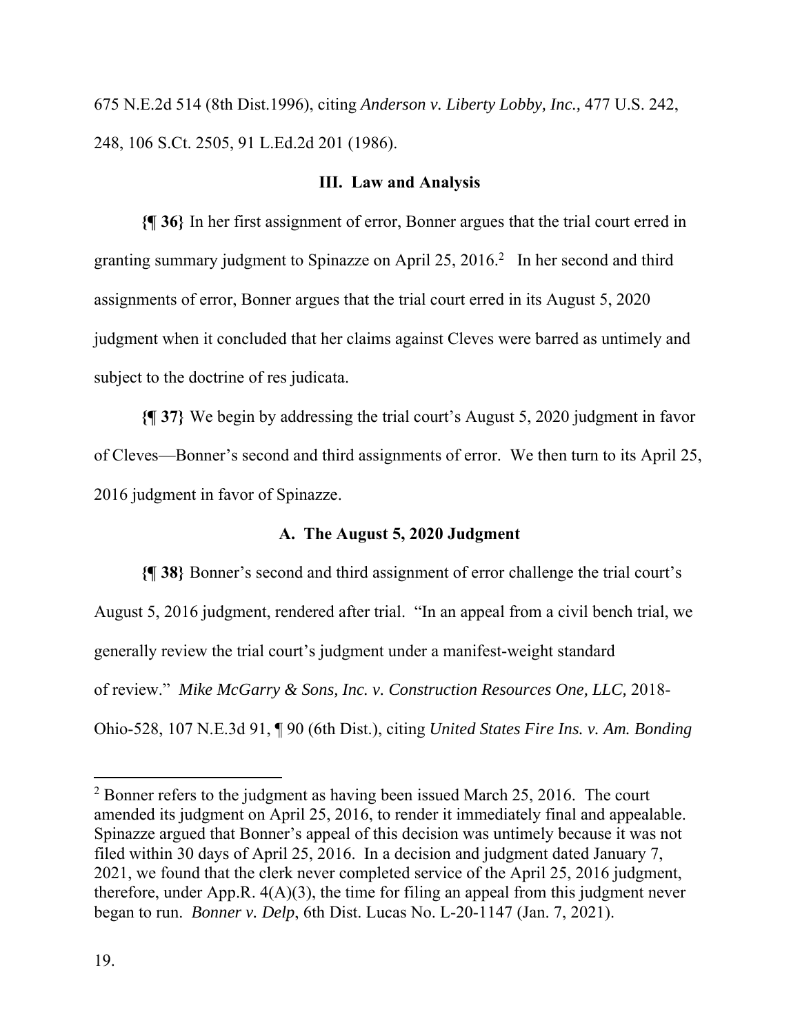675 N.E.2d 514 (8th Dist.1996), citing *Anderson v. Liberty Lobby, Inc.,* 477 U.S. 242, 248, 106 S.Ct. 2505, 91 L.Ed.2d 201 (1986).

## III. Law and Analysis

**{¶ 36}** In her first assignment of error, Bonner argues that the trial court erred in granting summary judgment to Spinazze on April 25, 2016.[2] In her second and third assignments of error, Bonner argues that the trial court erred in its August 5, 2020 judgment when it concluded that her claims against Cleves were barred as untimely and subject to the doctrine of res judicata.

**{¶ 37}** We begin by addressing the trial court's August 5, 2020 judgment in favor of Cleves—Bonner's second and third assignments of error. We then turn to its April 25, 2016 judgment in favor of Spinazze.

### A. The August 5, 2020 Judgment

**{¶ 38}** Bonner's second and third assignment of error challenge the trial court's August 5, 2016 judgment, rendered after trial. "In an appeal from a civil bench trial, we generally review the trial court's judgment under a manifest-weight standard of review." *Mike McGarry & Sons, Inc. v. Construction Resources One, LLC,* 2018-Ohio-528, 107 N.E.3d 91, ¶ 90 (6th Dist.), citing *United States Fire Ins. v. Am. Bonding*

---

[2] Bonner refers to the judgment as having been issued March 25, 2016. The court amended its judgment on April 25, 2016, to render it immediately final and appealable. Spinazze argued that Bonner's appeal of this decision was untimely because it was not filed within 30 days of April 25, 2016. In a decision and judgment dated January 7, 2021, we found that the clerk never completed service of the April 25, 2016 judgment, therefore, under App.R. 4(A)(3), the time for filing an appeal from this judgment never began to run. *Bonner v. Delp*, 6th Dist. Lucas No. L-20-1147 (Jan. 7, 2021).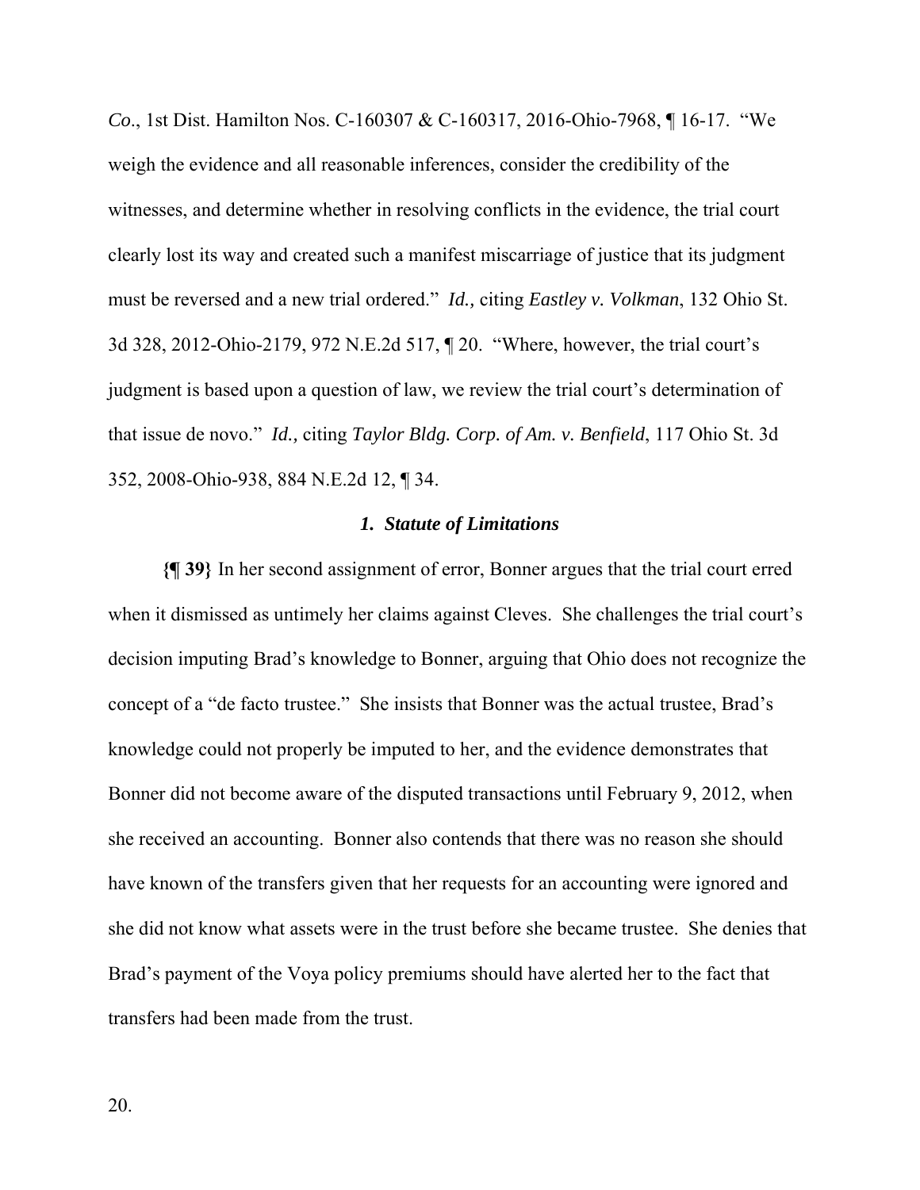*Co*., 1st Dist. Hamilton Nos. C-160307 & C-160317, 2016-Ohio-7968, ¶ 16-17. "We weigh the evidence and all reasonable inferences, consider the credibility of the witnesses, and determine whether in resolving conflicts in the evidence, the trial court clearly lost its way and created such a manifest miscarriage of justice that its judgment must be reversed and a new trial ordered." *Id.,* citing *Eastley v. Volkman*, 132 Ohio St. 3d 328, 2012-Ohio-2179, 972 N.E.2d 517, ¶ 20. "Where, however, the trial court's judgment is based upon a question of law, we review the trial court's determination of that issue de novo." *Id.,* citing *Taylor Bldg. Corp. of Am. v. Benfield*, 117 Ohio St. 3d 352, 2008-Ohio-938, 884 N.E.2d 12, ¶ 34.

### *1. Statute of Limitations*

**{¶ 39}** In her second assignment of error, Bonner argues that the trial court erred when it dismissed as untimely her claims against Cleves. She challenges the trial court's decision imputing Brad's knowledge to Bonner, arguing that Ohio does not recognize the concept of a "de facto trustee." She insists that Bonner was the actual trustee, Brad's knowledge could not properly be imputed to her, and the evidence demonstrates that Bonner did not become aware of the disputed transactions until February 9, 2012, when she received an accounting. Bonner also contends that there was no reason she should have known of the transfers given that her requests for an accounting were ignored and she did not know what assets were in the trust before she became trustee. She denies that Brad's payment of the Voya policy premiums should have alerted her to the fact that transfers had been made from the trust.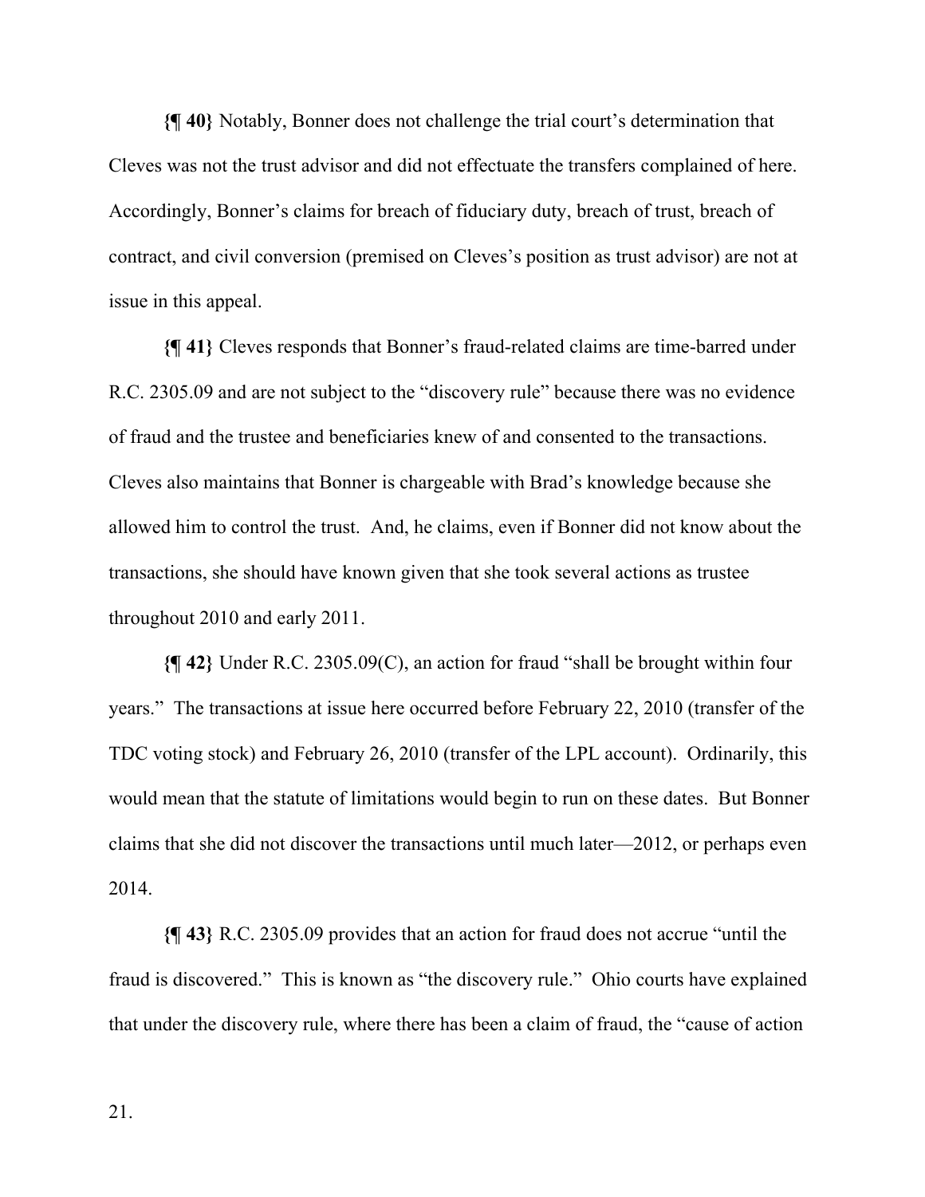**{¶ 40}** Notably, Bonner does not challenge the trial court's determination that Cleves was not the trust advisor and did not effectuate the transfers complained of here. Accordingly, Bonner's claims for breach of fiduciary duty, breach of trust, breach of contract, and civil conversion (premised on Cleves's position as trust advisor) are not at issue in this appeal.

**{¶ 41}** Cleves responds that Bonner's fraud-related claims are time-barred under R.C. 2305.09 and are not subject to the "discovery rule" because there was no evidence of fraud and the trustee and beneficiaries knew of and consented to the transactions. Cleves also maintains that Bonner is chargeable with Brad's knowledge because she allowed him to control the trust. And, he claims, even if Bonner did not know about the transactions, she should have known given that she took several actions as trustee throughout 2010 and early 2011.

**{¶ 42}** Under R.C. 2305.09(C), an action for fraud "shall be brought within four years." The transactions at issue here occurred before February 22, 2010 (transfer of the TDC voting stock) and February 26, 2010 (transfer of the LPL account). Ordinarily, this would mean that the statute of limitations would begin to run on these dates. But Bonner claims that she did not discover the transactions until much later—2012, or perhaps even 2014.

**{¶ 43}** R.C. 2305.09 provides that an action for fraud does not accrue "until the fraud is discovered." This is known as "the discovery rule." Ohio courts have explained that under the discovery rule, where there has been a claim of fraud, the "cause of action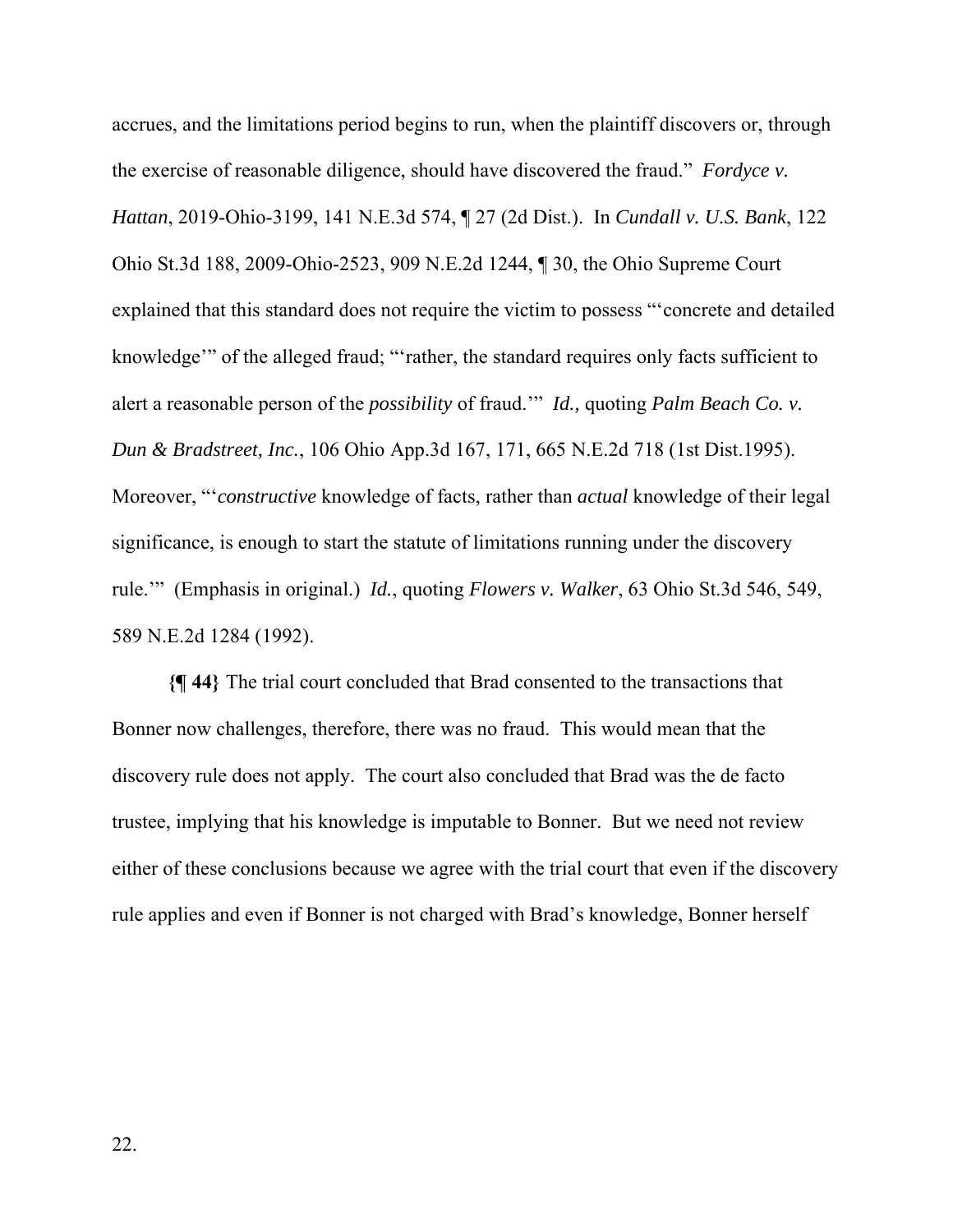accrues, and the limitations period begins to run, when the plaintiff discovers or, through the exercise of reasonable diligence, should have discovered the fraud." *Fordyce v. Hattan*, 2019-Ohio-3199, 141 N.E.3d 574, ¶ 27 (2d Dist.). In *Cundall v. U.S. Bank*, 122 Ohio St.3d 188, 2009-Ohio-2523, 909 N.E.2d 1244, ¶ 30, the Ohio Supreme Court explained that this standard does not require the victim to possess "'concrete and detailed knowledge'" of the alleged fraud; "'rather, the standard requires only facts sufficient to alert a reasonable person of the *possibility* of fraud.'" *Id.,* quoting *Palm Beach Co. v. Dun & Bradstreet, Inc.*, 106 Ohio App.3d 167, 171, 665 N.E.2d 718 (1st Dist.1995). Moreover, "'*constructive* knowledge of facts, rather than *actual* knowledge of their legal significance, is enough to start the statute of limitations running under the discovery rule.'" (Emphasis in original.) *Id.*, quoting *Flowers v. Walker*, 63 Ohio St.3d 546, 549, 589 N.E.2d 1284 (1992).

**{¶ 44}** The trial court concluded that Brad consented to the transactions that Bonner now challenges, therefore, there was no fraud. This would mean that the discovery rule does not apply. The court also concluded that Brad was the de facto trustee, implying that his knowledge is imputable to Bonner. But we need not review either of these conclusions because we agree with the trial court that even if the discovery rule applies and even if Bonner is not charged with Brad's knowledge, Bonner herself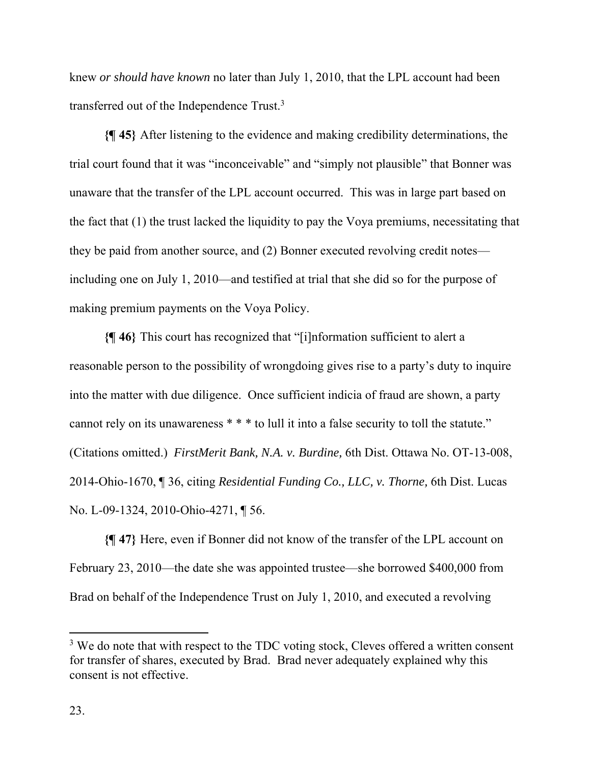knew *or should have known* no later than July 1, 2010, that the LPL account had been transferred out of the Independence Trust.[3]

**{¶ 45}** After listening to the evidence and making credibility determinations, the trial court found that it was "inconceivable" and "simply not plausible" that Bonner was unaware that the transfer of the LPL account occurred. This was in large part based on the fact that (1) the trust lacked the liquidity to pay the Voya premiums, necessitating that they be paid from another source, and (2) Bonner executed revolving credit notes—including one on July 1, 2010—and testified at trial that she did so for the purpose of making premium payments on the Voya Policy.

**{¶ 46}** This court has recognized that "[i]nformation sufficient to alert a reasonable person to the possibility of wrongdoing gives rise to a party's duty to inquire into the matter with due diligence. Once sufficient indicia of fraud are shown, a party cannot rely on its unawareness * * * to lull it into a false security to toll the statute." (Citations omitted.) *FirstMerit Bank, N.A. v. Burdine,* 6th Dist. Ottawa No. OT-13-008, 2014-Ohio-1670, ¶ 36, citing *Residential Funding Co., LLC, v. Thorne,* 6th Dist. Lucas No. L-09-1324, 2010-Ohio-4271, ¶ 56.

**{¶ 47}** Here, even if Bonner did not know of the transfer of the LPL account on February 23, 2010—the date she was appointed trustee—she borrowed $400,000 from Brad on behalf of the Independence Trust on July 1, 2010, and executed a revolving

---

[3] We do note that with respect to the TDC voting stock, Cleves offered a written consent for transfer of shares, executed by Brad. Brad never adequately explained why this consent is not effective.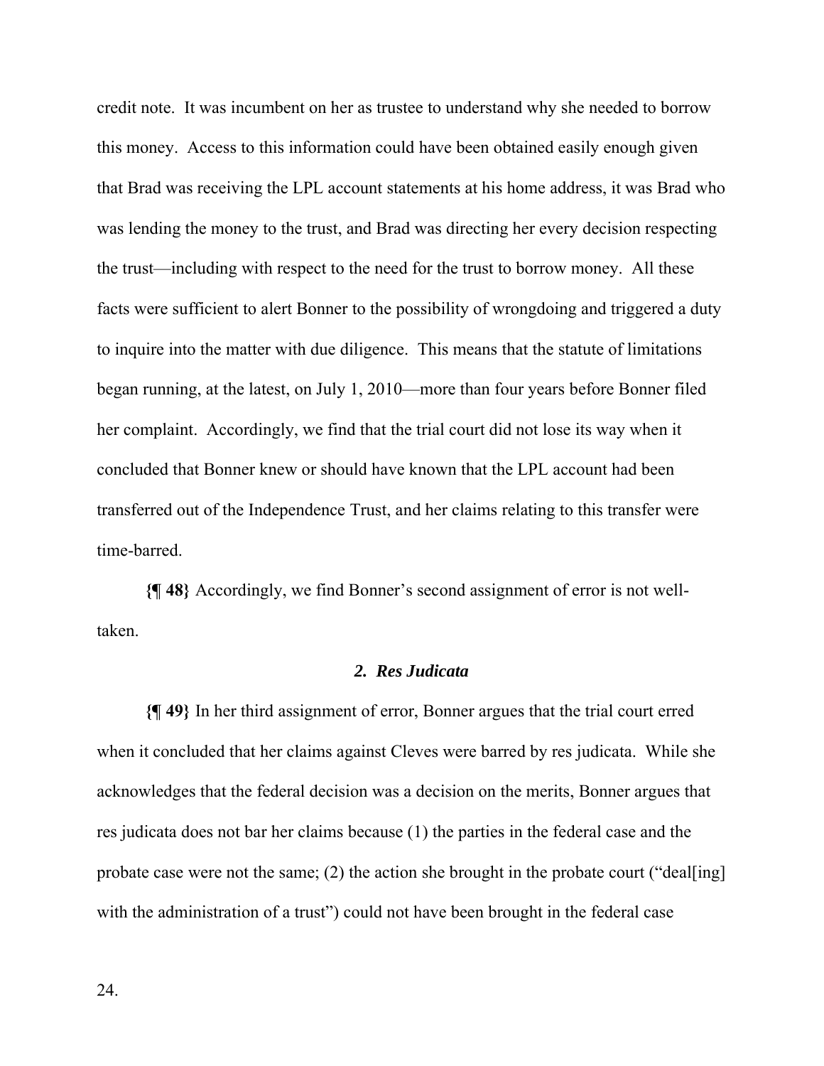credit note. It was incumbent on her as trustee to understand why she needed to borrow this money. Access to this information could have been obtained easily enough given that Brad was receiving the LPL account statements at his home address, it was Brad who was lending the money to the trust, and Brad was directing her every decision respecting the trust—including with respect to the need for the trust to borrow money. All these facts were sufficient to alert Bonner to the possibility of wrongdoing and triggered a duty to inquire into the matter with due diligence. This means that the statute of limitations began running, at the latest, on July 1, 2010—more than four years before Bonner filed her complaint. Accordingly, we find that the trial court did not lose its way when it concluded that Bonner knew or should have known that the LPL account had been transferred out of the Independence Trust, and her claims relating to this transfer were time-barred.

**{¶ 48}** Accordingly, we find Bonner's second assignment of error is not well-taken.

### *2. Res Judicata*

**{¶ 49}** In her third assignment of error, Bonner argues that the trial court erred when it concluded that her claims against Cleves were barred by res judicata. While she acknowledges that the federal decision was a decision on the merits, Bonner argues that res judicata does not bar her claims because (1) the parties in the federal case and the probate case were not the same; (2) the action she brought in the probate court ("deal[ing] with the administration of a trust") could not have been brought in the federal case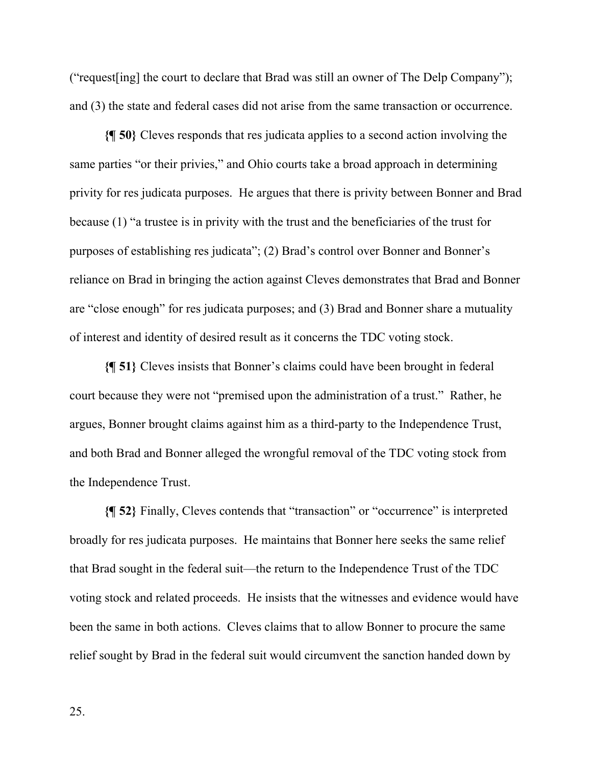("request[ing] the court to declare that Brad was still an owner of The Delp Company"); and (3) the state and federal cases did not arise from the same transaction or occurrence.

**{¶ 50}** Cleves responds that res judicata applies to a second action involving the same parties "or their privies," and Ohio courts take a broad approach in determining privity for res judicata purposes. He argues that there is privity between Bonner and Brad because (1) "a trustee is in privity with the trust and the beneficiaries of the trust for purposes of establishing res judicata"; (2) Brad's control over Bonner and Bonner's reliance on Brad in bringing the action against Cleves demonstrates that Brad and Bonner are "close enough" for res judicata purposes; and (3) Brad and Bonner share a mutuality of interest and identity of desired result as it concerns the TDC voting stock.

**{¶ 51}** Cleves insists that Bonner's claims could have been brought in federal court because they were not "premised upon the administration of a trust." Rather, he argues, Bonner brought claims against him as a third-party to the Independence Trust, and both Brad and Bonner alleged the wrongful removal of the TDC voting stock from the Independence Trust.

**{¶ 52}** Finally, Cleves contends that "transaction" or "occurrence" is interpreted broadly for res judicata purposes. He maintains that Bonner here seeks the same relief that Brad sought in the federal suit—the return to the Independence Trust of the TDC voting stock and related proceeds. He insists that the witnesses and evidence would have been the same in both actions. Cleves claims that to allow Bonner to procure the same relief sought by Brad in the federal suit would circumvent the sanction handed down by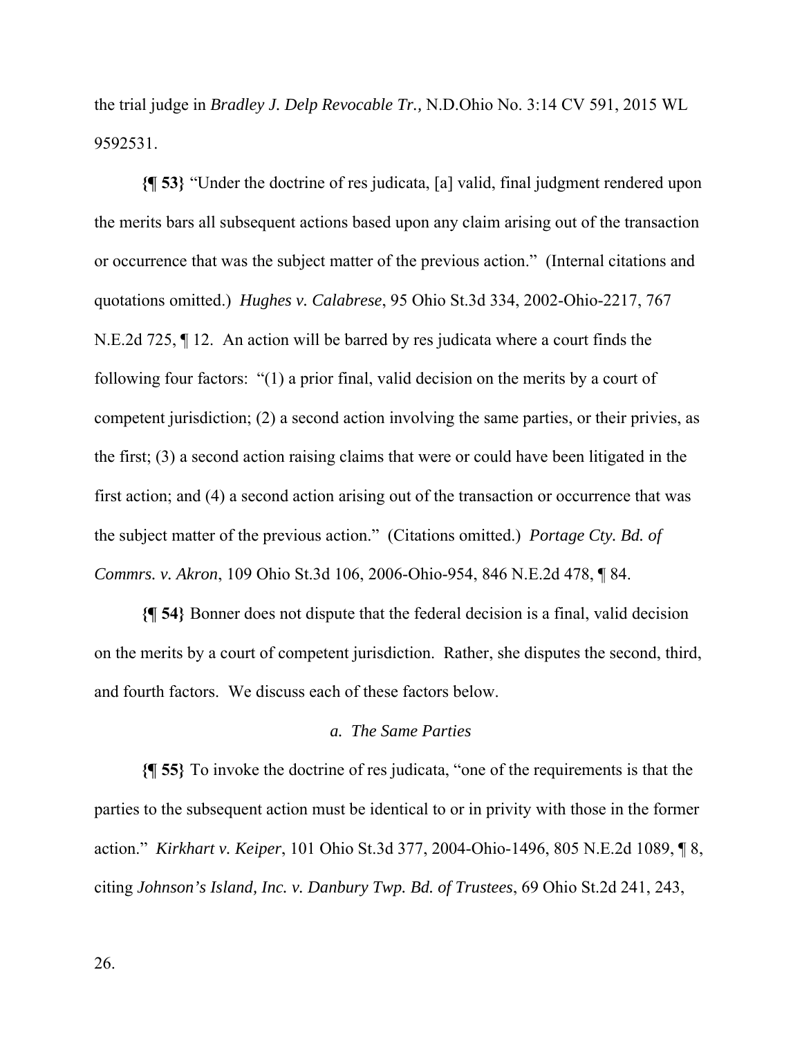the trial judge in *Bradley J. Delp Revocable Tr.,* N.D.Ohio No. 3:14 CV 591, 2015 WL 9592531.

**{¶ 53}** "Under the doctrine of res judicata, [a] valid, final judgment rendered upon the merits bars all subsequent actions based upon any claim arising out of the transaction or occurrence that was the subject matter of the previous action." (Internal citations and quotations omitted.) *Hughes v. Calabrese*, 95 Ohio St.3d 334, 2002-Ohio-2217, 767 N.E.2d 725, ¶ 12. An action will be barred by res judicata where a court finds the following four factors: "(1) a prior final, valid decision on the merits by a court of competent jurisdiction; (2) a second action involving the same parties, or their privies, as the first; (3) a second action raising claims that were or could have been litigated in the first action; and (4) a second action arising out of the transaction or occurrence that was the subject matter of the previous action." (Citations omitted.) *Portage Cty. Bd. of Commrs. v. Akron*, 109 Ohio St.3d 106, 2006-Ohio-954, 846 N.E.2d 478, ¶ 84.

**{¶ 54}** Bonner does not dispute that the federal decision is a final, valid decision on the merits by a court of competent jurisdiction. Rather, she disputes the second, third, and fourth factors. We discuss each of these factors below.

*a. The Same Parties*

**{¶ 55}** To invoke the doctrine of res judicata, "one of the requirements is that the parties to the subsequent action must be identical to or in privity with those in the former action." *Kirkhart v. Keiper*, 101 Ohio St.3d 377, 2004-Ohio-1496, 805 N.E.2d 1089, ¶ 8, citing *Johnson's Island, Inc. v. Danbury Twp. Bd. of Trustees*, 69 Ohio St.2d 241, 243,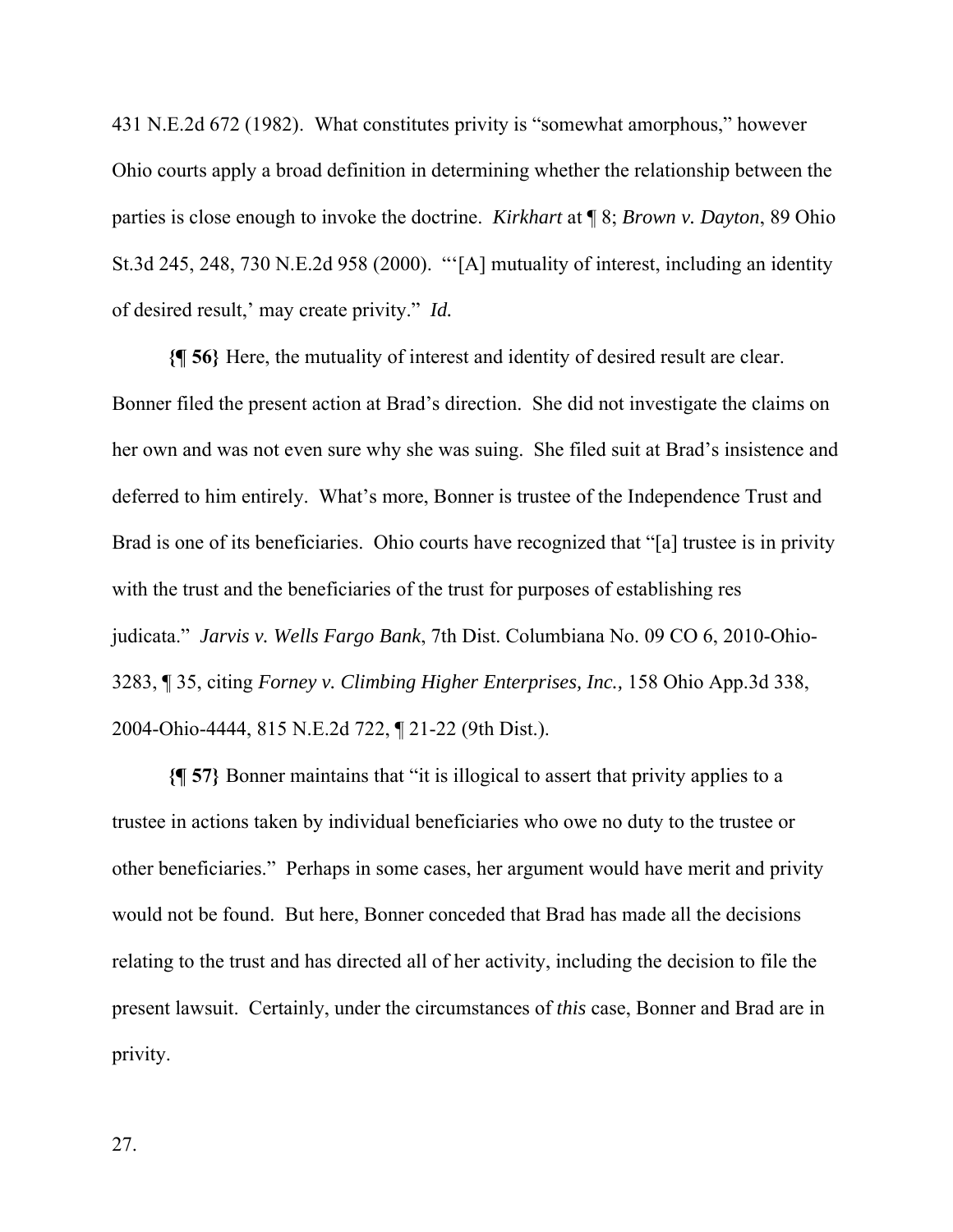431 N.E.2d 672 (1982). What constitutes privity is "somewhat amorphous," however Ohio courts apply a broad definition in determining whether the relationship between the parties is close enough to invoke the doctrine. *Kirkhart* at ¶ 8; *Brown v. Dayton*, 89 Ohio St.3d 245, 248, 730 N.E.2d 958 (2000). "'[A] mutuality of interest, including an identity of desired result,' may create privity." *Id.*

**{¶ 56}** Here, the mutuality of interest and identity of desired result are clear. Bonner filed the present action at Brad's direction. She did not investigate the claims on her own and was not even sure why she was suing. She filed suit at Brad's insistence and deferred to him entirely. What's more, Bonner is trustee of the Independence Trust and Brad is one of its beneficiaries. Ohio courts have recognized that "[a] trustee is in privity with the trust and the beneficiaries of the trust for purposes of establishing res judicata." *Jarvis v. Wells Fargo Bank*, 7th Dist. Columbiana No. 09 CO 6, 2010-Ohio-3283, ¶ 35, citing *Forney v. Climbing Higher Enterprises, Inc.,* 158 Ohio App.3d 338, 2004-Ohio-4444, 815 N.E.2d 722, ¶ 21-22 (9th Dist.).

**{¶ 57}** Bonner maintains that "it is illogical to assert that privity applies to a trustee in actions taken by individual beneficiaries who owe no duty to the trustee or other beneficiaries." Perhaps in some cases, her argument would have merit and privity would not be found. But here, Bonner conceded that Brad has made all the decisions relating to the trust and has directed all of her activity, including the decision to file the present lawsuit. Certainly, under the circumstances of *this* case, Bonner and Brad are in privity.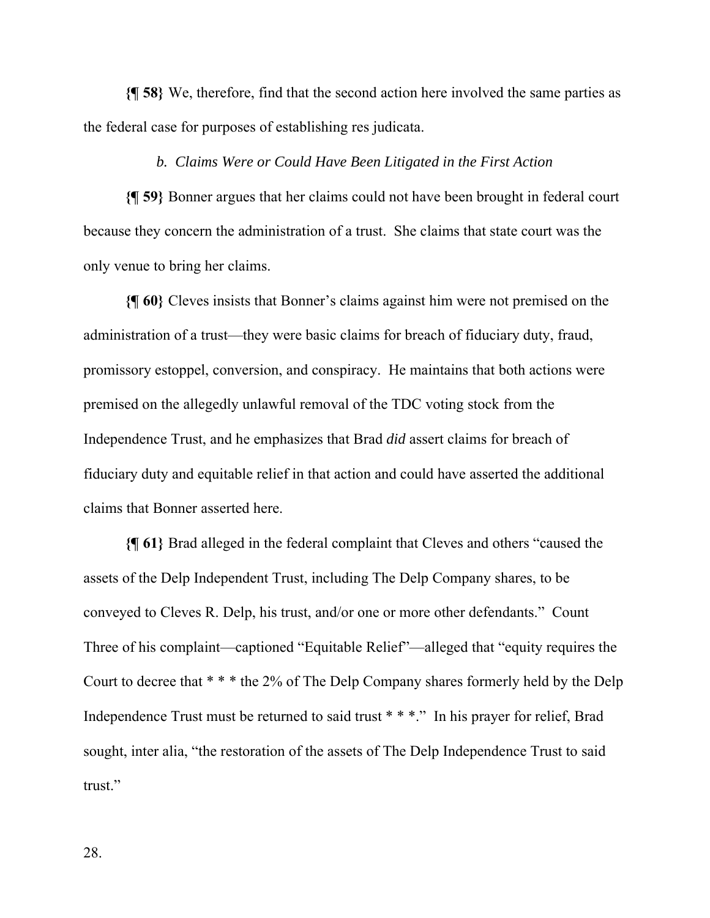**{¶ 58}** We, therefore, find that the second action here involved the same parties as the federal case for purposes of establishing res judicata.

### *b. Claims Were or Could Have Been Litigated in the First Action*

**{¶ 59}** Bonner argues that her claims could not have been brought in federal court because they concern the administration of a trust. She claims that state court was the only venue to bring her claims.

**{¶ 60}** Cleves insists that Bonner's claims against him were not premised on the administration of a trust—they were basic claims for breach of fiduciary duty, fraud, promissory estoppel, conversion, and conspiracy. He maintains that both actions were premised on the allegedly unlawful removal of the TDC voting stock from the Independence Trust, and he emphasizes that Brad *did* assert claims for breach of fiduciary duty and equitable relief in that action and could have asserted the additional claims that Bonner asserted here.

**{¶ 61}** Brad alleged in the federal complaint that Cleves and others "caused the assets of the Delp Independent Trust, including The Delp Company shares, to be conveyed to Cleves R. Delp, his trust, and/or one or more other defendants." Count Three of his complaint—captioned "Equitable Relief"—alleged that "equity requires the Court to decree that * * * the 2% of The Delp Company shares formerly held by the Delp Independence Trust must be returned to said trust * * *." In his prayer for relief, Brad sought, inter alia, "the restoration of the assets of The Delp Independence Trust to said trust."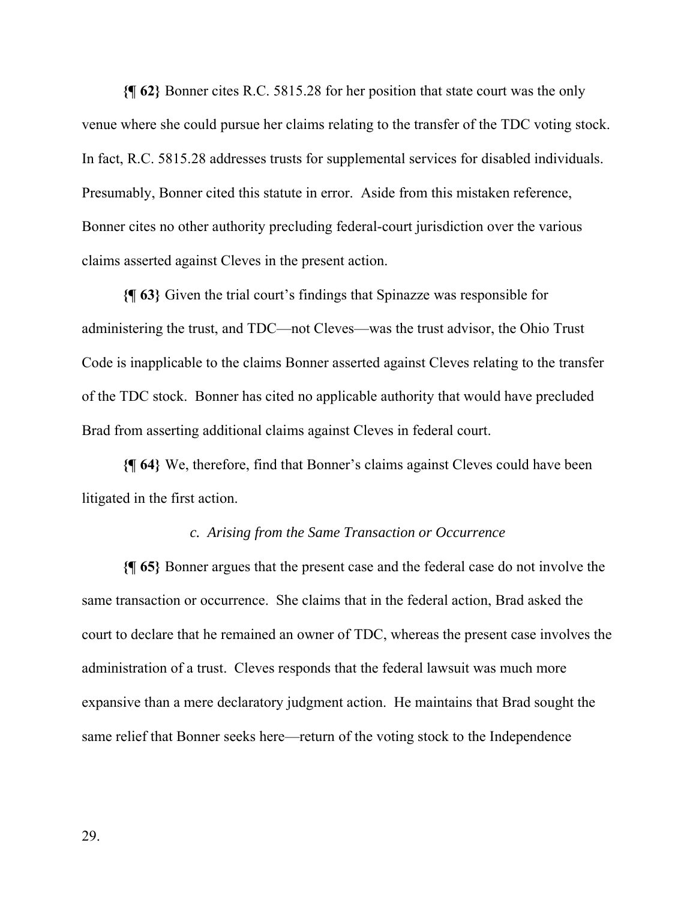**{¶ 62}** Bonner cites R.C. 5815.28 for her position that state court was the only venue where she could pursue her claims relating to the transfer of the TDC voting stock. In fact, R.C. 5815.28 addresses trusts for supplemental services for disabled individuals. Presumably, Bonner cited this statute in error. Aside from this mistaken reference, Bonner cites no other authority precluding federal-court jurisdiction over the various claims asserted against Cleves in the present action.

**{¶ 63}** Given the trial court's findings that Spinazze was responsible for administering the trust, and TDC—not Cleves—was the trust advisor, the Ohio Trust Code is inapplicable to the claims Bonner asserted against Cleves relating to the transfer of the TDC stock. Bonner has cited no applicable authority that would have precluded Brad from asserting additional claims against Cleves in federal court.

**{¶ 64}** We, therefore, find that Bonner's claims against Cleves could have been litigated in the first action.

*c. Arising from the Same Transaction or Occurrence*

**{¶ 65}** Bonner argues that the present case and the federal case do not involve the same transaction or occurrence. She claims that in the federal action, Brad asked the court to declare that he remained an owner of TDC, whereas the present case involves the administration of a trust. Cleves responds that the federal lawsuit was much more expansive than a mere declaratory judgment action. He maintains that Brad sought the same relief that Bonner seeks here—return of the voting stock to the Independence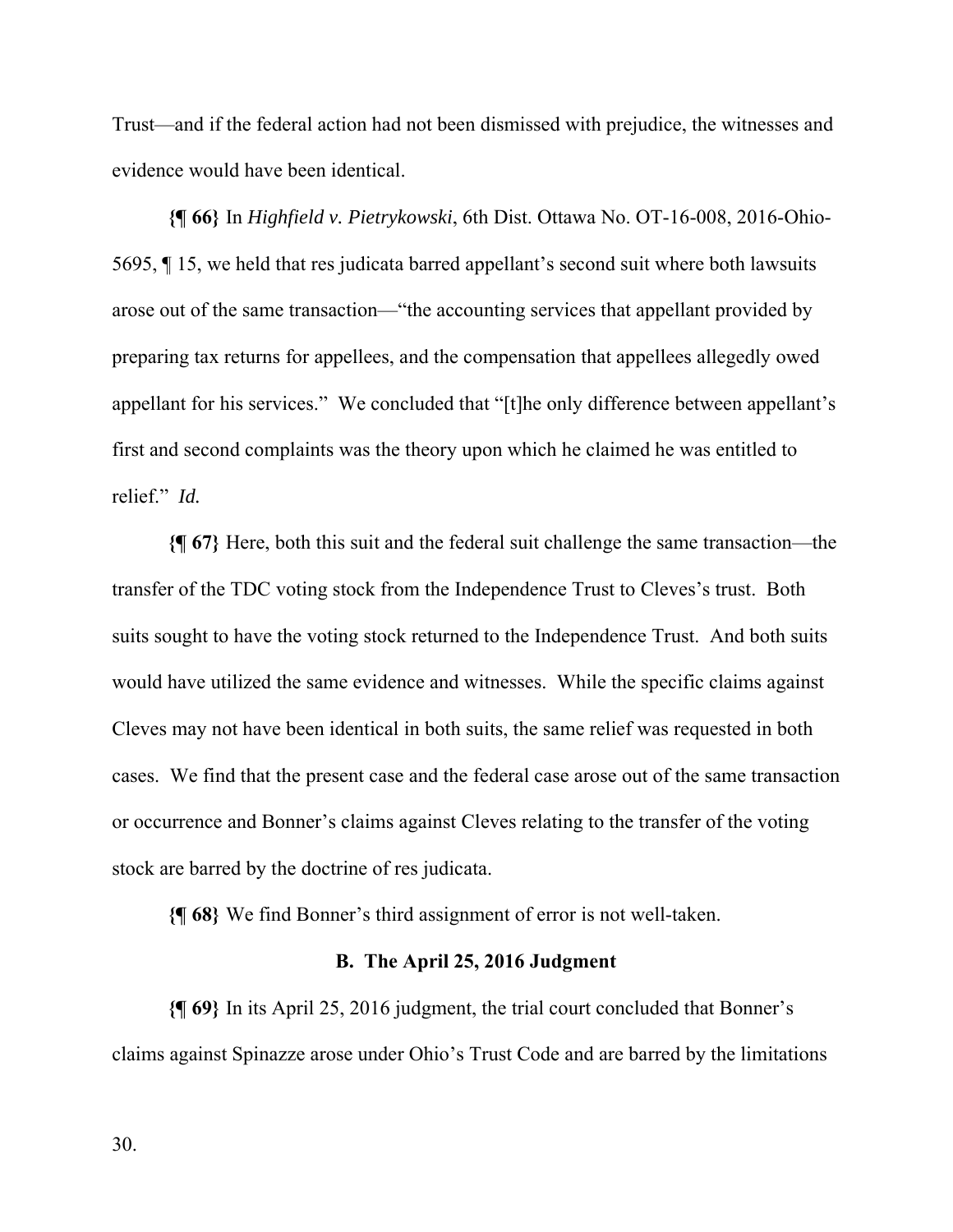Trust—and if the federal action had not been dismissed with prejudice, the witnesses and evidence would have been identical.

**{¶ 66}** In *Highfield v. Pietrykowski*, 6th Dist. Ottawa No. OT-16-008, 2016-Ohio-5695, ¶ 15, we held that res judicata barred appellant's second suit where both lawsuits arose out of the same transaction—"the accounting services that appellant provided by preparing tax returns for appellees, and the compensation that appellees allegedly owed appellant for his services." We concluded that "[t]he only difference between appellant's first and second complaints was the theory upon which he claimed he was entitled to relief." *Id.*

**{¶ 67}** Here, both this suit and the federal suit challenge the same transaction—the transfer of the TDC voting stock from the Independence Trust to Cleves's trust. Both suits sought to have the voting stock returned to the Independence Trust. And both suits would have utilized the same evidence and witnesses. While the specific claims against Cleves may not have been identical in both suits, the same relief was requested in both cases. We find that the present case and the federal case arose out of the same transaction or occurrence and Bonner's claims against Cleves relating to the transfer of the voting stock are barred by the doctrine of res judicata.

**{¶ 68}** We find Bonner's third assignment of error is not well-taken.

### B. The April 25, 2016 Judgment

**{¶ 69}** In its April 25, 2016 judgment, the trial court concluded that Bonner's claims against Spinazze arose under Ohio's Trust Code and are barred by the limitations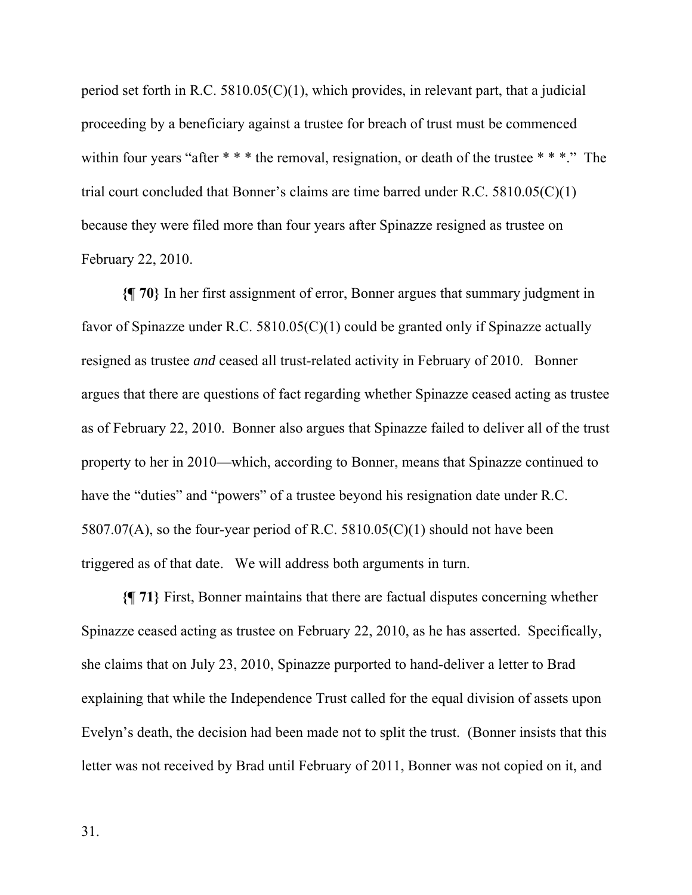period set forth in R.C. 5810.05(C)(1), which provides, in relevant part, that a judicial proceeding by a beneficiary against a trustee for breach of trust must be commenced within four years "after * * * the removal, resignation, or death of the trustee * * *." The trial court concluded that Bonner's claims are time barred under R.C. 5810.05(C)(1) because they were filed more than four years after Spinazze resigned as trustee on February 22, 2010.

**{¶ 70}** In her first assignment of error, Bonner argues that summary judgment in favor of Spinazze under R.C. 5810.05(C)(1) could be granted only if Spinazze actually resigned as trustee *and* ceased all trust-related activity in February of 2010. Bonner argues that there are questions of fact regarding whether Spinazze ceased acting as trustee as of February 22, 2010. Bonner also argues that Spinazze failed to deliver all of the trust property to her in 2010—which, according to Bonner, means that Spinazze continued to have the "duties" and "powers" of a trustee beyond his resignation date under R.C. 5807.07(A), so the four-year period of R.C. 5810.05(C)(1) should not have been triggered as of that date. We will address both arguments in turn.

**{¶ 71}** First, Bonner maintains that there are factual disputes concerning whether Spinazze ceased acting as trustee on February 22, 2010, as he has asserted. Specifically, she claims that on July 23, 2010, Spinazze purported to hand-deliver a letter to Brad explaining that while the Independence Trust called for the equal division of assets upon Evelyn's death, the decision had been made not to split the trust. (Bonner insists that this letter was not received by Brad until February of 2011, Bonner was not copied on it, and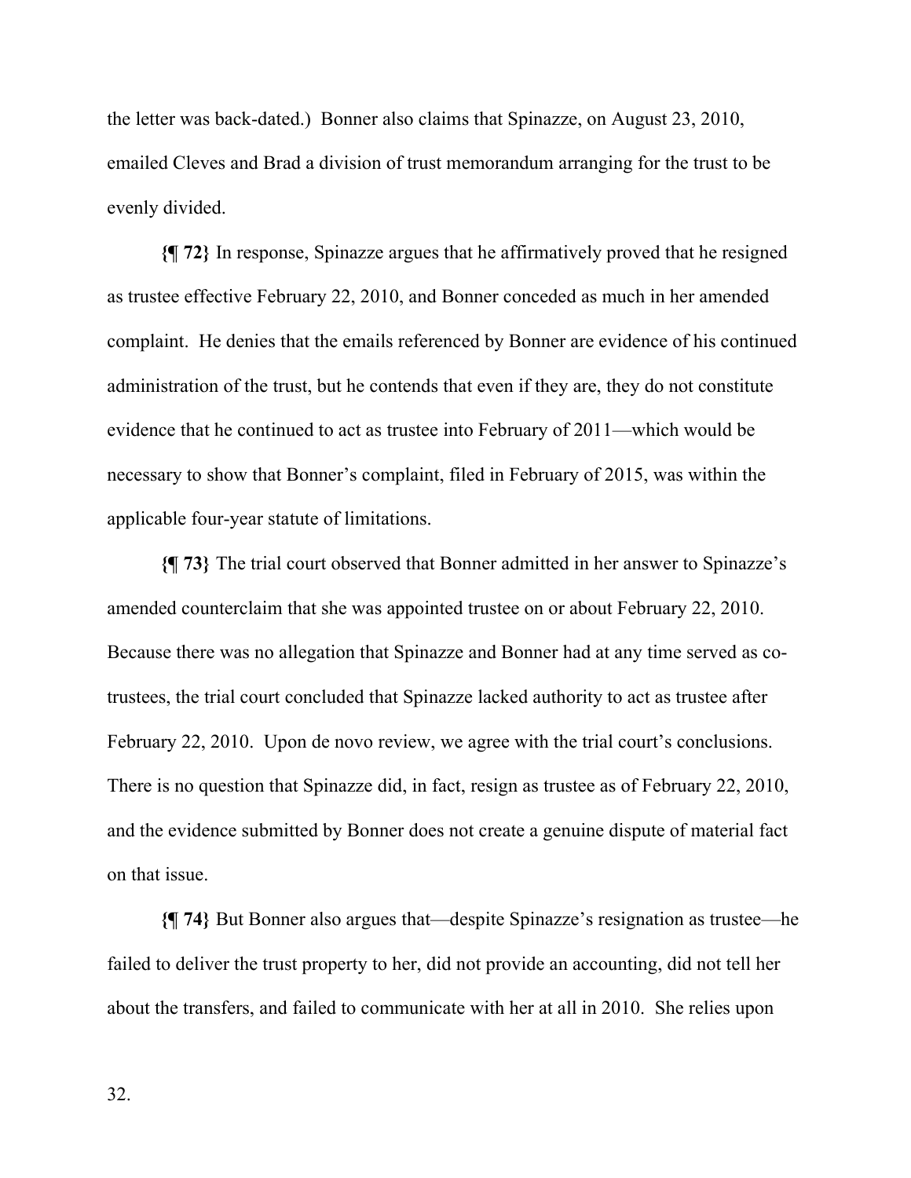the letter was back-dated.) Bonner also claims that Spinazze, on August 23, 2010, emailed Cleves and Brad a division of trust memorandum arranging for the trust to be evenly divided.

**{¶ 72}** In response, Spinazze argues that he affirmatively proved that he resigned as trustee effective February 22, 2010, and Bonner conceded as much in her amended complaint. He denies that the emails referenced by Bonner are evidence of his continued administration of the trust, but he contends that even if they are, they do not constitute evidence that he continued to act as trustee into February of 2011—which would be necessary to show that Bonner's complaint, filed in February of 2015, was within the applicable four-year statute of limitations.

**{¶ 73}** The trial court observed that Bonner admitted in her answer to Spinazze's amended counterclaim that she was appointed trustee on or about February 22, 2010. Because there was no allegation that Spinazze and Bonner had at any time served as co-trustees, the trial court concluded that Spinazze lacked authority to act as trustee after February 22, 2010. Upon de novo review, we agree with the trial court's conclusions. There is no question that Spinazze did, in fact, resign as trustee as of February 22, 2010, and the evidence submitted by Bonner does not create a genuine dispute of material fact on that issue.

**{¶ 74}** But Bonner also argues that—despite Spinazze's resignation as trustee—he failed to deliver the trust property to her, did not provide an accounting, did not tell her about the transfers, and failed to communicate with her at all in 2010. She relies upon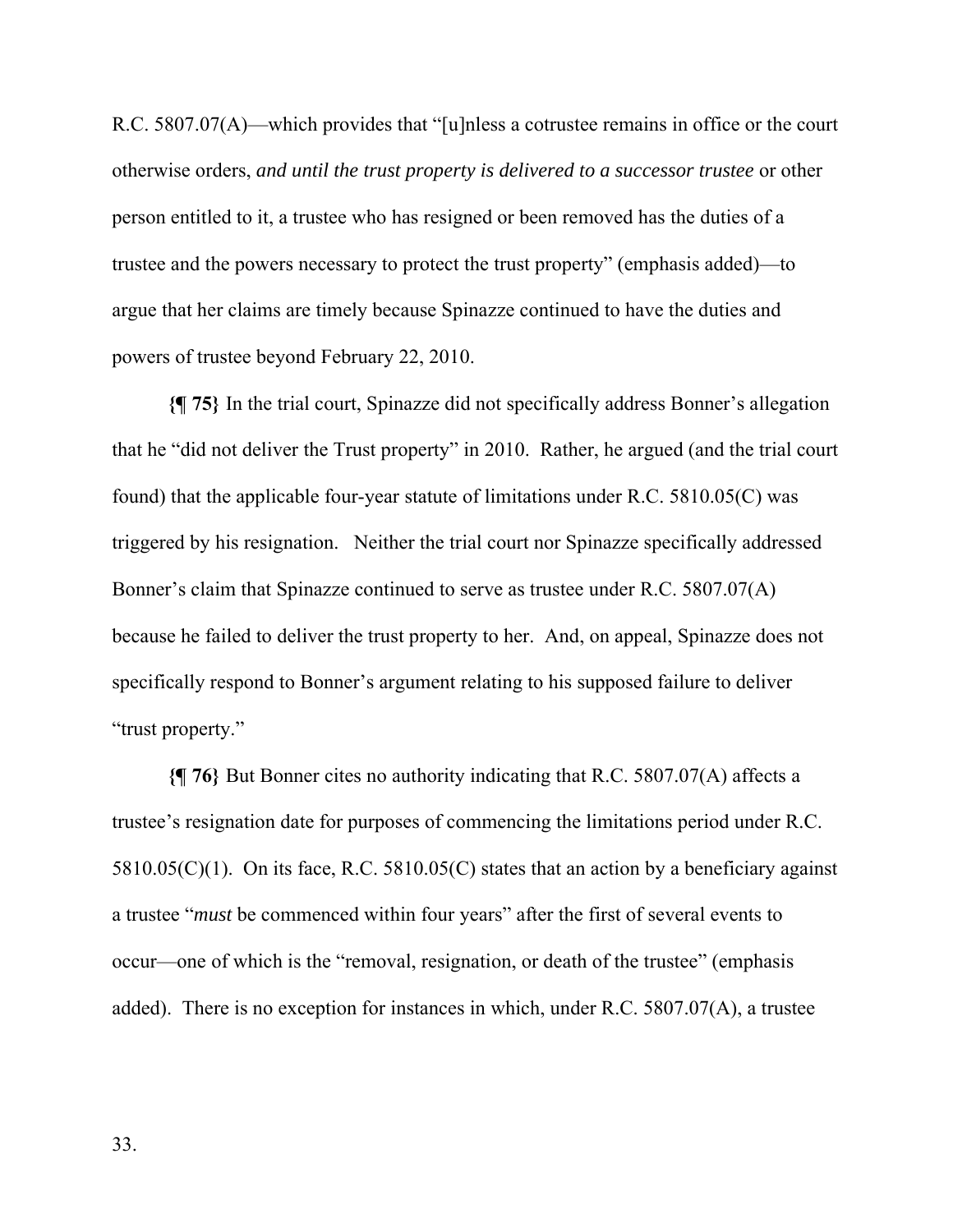R.C. 5807.07(A)—which provides that "[u]nless a cotrustee remains in office or the court otherwise orders, *and until the trust property is delivered to a successor trustee* or other person entitled to it, a trustee who has resigned or been removed has the duties of a trustee and the powers necessary to protect the trust property" (emphasis added)—to argue that her claims are timely because Spinazze continued to have the duties and powers of trustee beyond February 22, 2010.

**{¶ 75}** In the trial court, Spinazze did not specifically address Bonner's allegation that he "did not deliver the Trust property" in 2010. Rather, he argued (and the trial court found) that the applicable four-year statute of limitations under R.C. 5810.05(C) was triggered by his resignation. Neither the trial court nor Spinazze specifically addressed Bonner's claim that Spinazze continued to serve as trustee under R.C. 5807.07(A) because he failed to deliver the trust property to her. And, on appeal, Spinazze does not specifically respond to Bonner's argument relating to his supposed failure to deliver "trust property."

**{¶ 76}** But Bonner cites no authority indicating that R.C. 5807.07(A) affects a trustee's resignation date for purposes of commencing the limitations period under R.C. 5810.05(C)(1). On its face, R.C. 5810.05(C) states that an action by a beneficiary against a trustee "*must* be commenced within four years" after the first of several events to occur—one of which is the "removal, resignation, or death of the trustee" (emphasis added). There is no exception for instances in which, under R.C. 5807.07(A), a trustee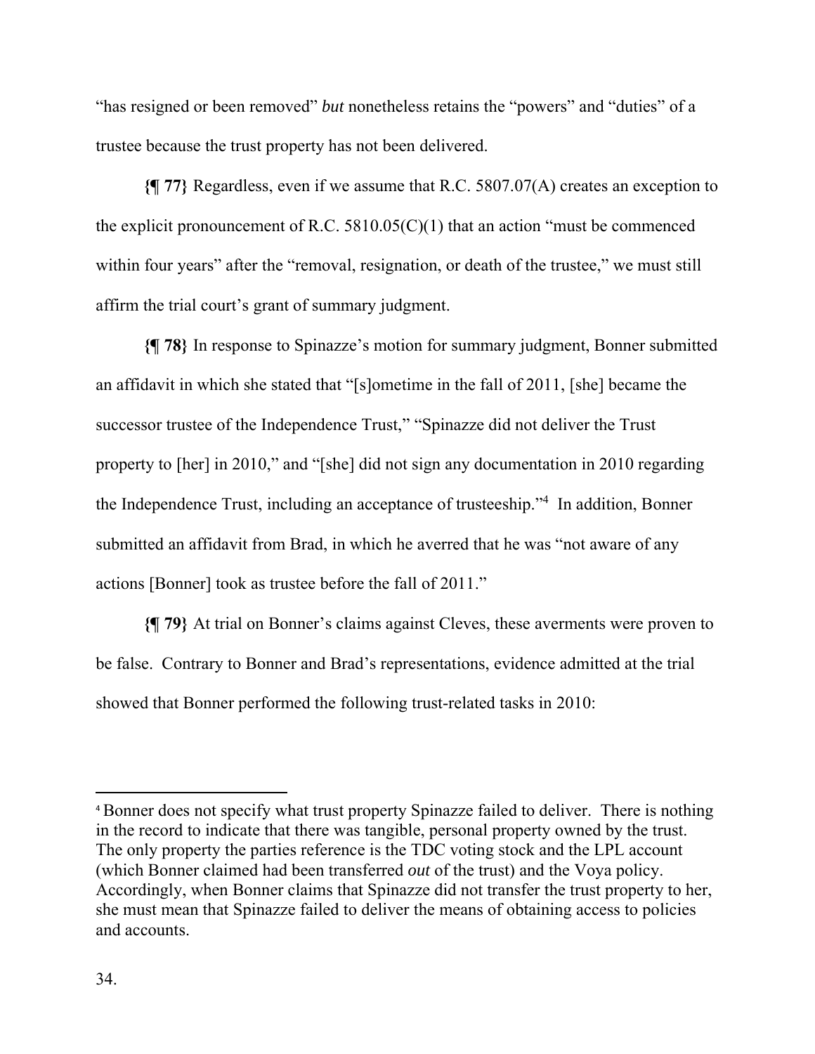"has resigned or been removed" *but* nonetheless retains the "powers" and "duties" of a trustee because the trust property has not been delivered.

**{¶ 77}** Regardless, even if we assume that R.C. 5807.07(A) creates an exception to the explicit pronouncement of R.C. 5810.05(C)(1) that an action "must be commenced within four years" after the "removal, resignation, or death of the trustee," we must still affirm the trial court's grant of summary judgment.

**{¶ 78}** In response to Spinazze's motion for summary judgment, Bonner submitted an affidavit in which she stated that "[s]ometime in the fall of 2011, [she] became the successor trustee of the Independence Trust," "Spinazze did not deliver the Trust property to [her] in 2010," and "[she] did not sign any documentation in 2010 regarding the Independence Trust, including an acceptance of trusteeship."[4] In addition, Bonner submitted an affidavit from Brad, in which he averred that he was "not aware of any actions [Bonner] took as trustee before the fall of 2011."

**{¶ 79}** At trial on Bonner's claims against Cleves, these averments were proven to be false. Contrary to Bonner and Brad's representations, evidence admitted at the trial showed that Bonner performed the following trust-related tasks in 2010:

---

[4] Bonner does not specify what trust property Spinazze failed to deliver. There is nothing in the record to indicate that there was tangible, personal property owned by the trust. The only property the parties reference is the TDC voting stock and the LPL account (which Bonner claimed had been transferred *out* of the trust) and the Voya policy. Accordingly, when Bonner claims that Spinazze did not transfer the trust property to her, she must mean that Spinazze failed to deliver the means of obtaining access to policies and accounts.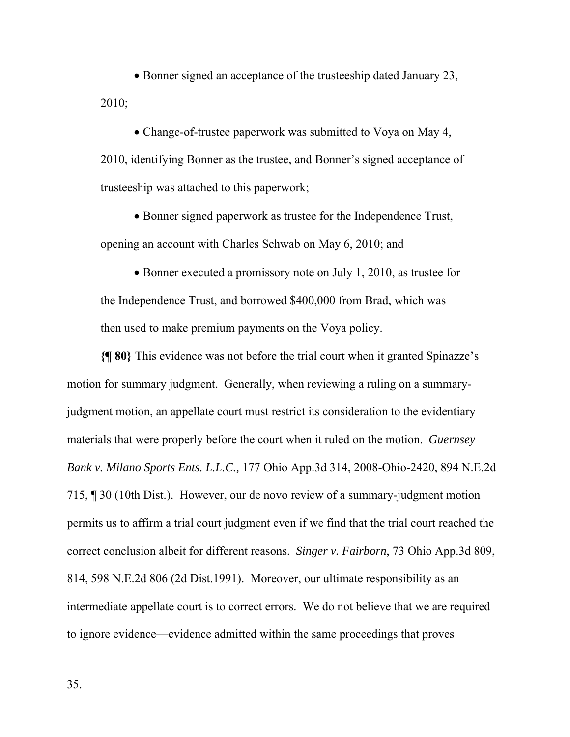- Bonner signed an acceptance of the trusteeship dated January 23, 2010;

- Change-of-trustee paperwork was submitted to Voya on May 4, 2010, identifying Bonner as the trustee, and Bonner's signed acceptance of trusteeship was attached to this paperwork;

- Bonner signed paperwork as trustee for the Independence Trust, opening an account with Charles Schwab on May 6, 2010; and

- Bonner executed a promissory note on July 1, 2010, as trustee for the Independence Trust, and borrowed $400,000 from Brad, which was then used to make premium payments on the Voya policy.

**{¶ 80}** This evidence was not before the trial court when it granted Spinazze's motion for summary judgment. Generally, when reviewing a ruling on a summary-judgment motion, an appellate court must restrict its consideration to the evidentiary materials that were properly before the court when it ruled on the motion. *Guernsey Bank v. Milano Sports Ents. L.L.C.,* 177 Ohio App.3d 314, 2008-Ohio-2420, 894 N.E.2d 715, ¶ 30 (10th Dist.). However, our de novo review of a summary-judgment motion permits us to affirm a trial court judgment even if we find that the trial court reached the correct conclusion albeit for different reasons. *Singer v. Fairborn*, 73 Ohio App.3d 809, 814, 598 N.E.2d 806 (2d Dist.1991). Moreover, our ultimate responsibility as an intermediate appellate court is to correct errors. We do not believe that we are required to ignore evidence—evidence admitted within the same proceedings that proves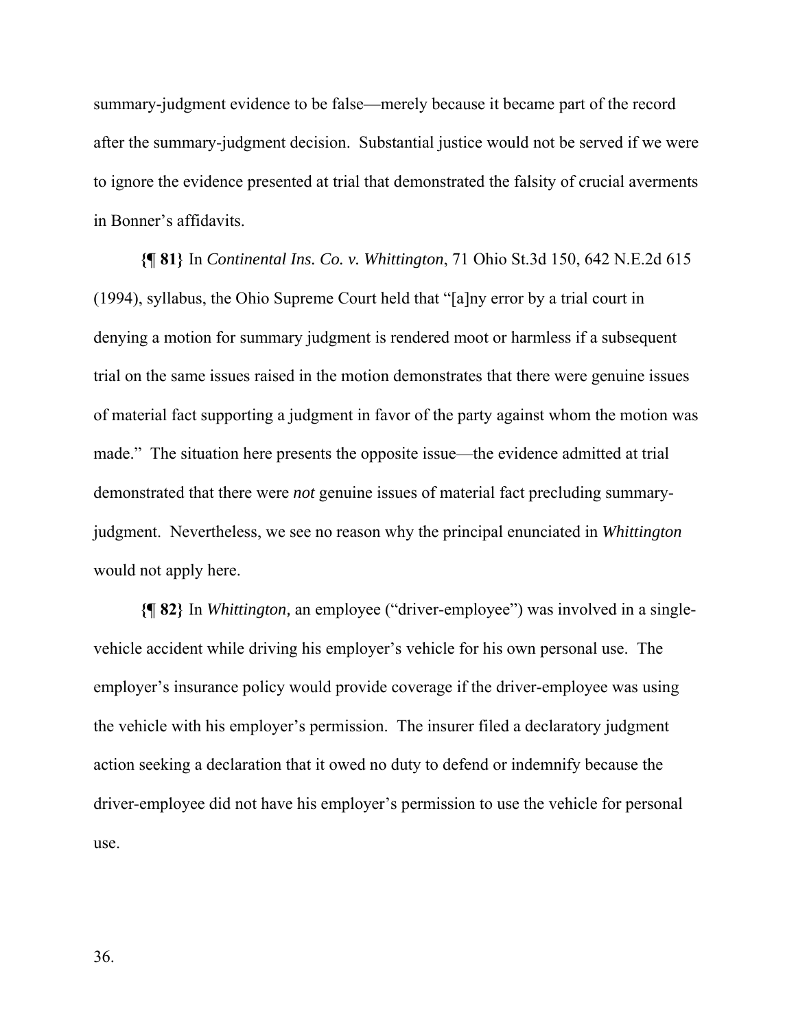summary-judgment evidence to be false—merely because it became part of the record after the summary-judgment decision. Substantial justice would not be served if we were to ignore the evidence presented at trial that demonstrated the falsity of crucial averments in Bonner's affidavits.

**{¶ 81}** In *Continental Ins. Co. v. Whittington*, 71 Ohio St.3d 150, 642 N.E.2d 615 (1994), syllabus, the Ohio Supreme Court held that "[a]ny error by a trial court in denying a motion for summary judgment is rendered moot or harmless if a subsequent trial on the same issues raised in the motion demonstrates that there were genuine issues of material fact supporting a judgment in favor of the party against whom the motion was made." The situation here presents the opposite issue—the evidence admitted at trial demonstrated that there were *not* genuine issues of material fact precluding summary-judgment. Nevertheless, we see no reason why the principal enunciated in *Whittington* would not apply here.

**{¶ 82}** In *Whittington,* an employee ("driver-employee") was involved in a single-vehicle accident while driving his employer's vehicle for his own personal use. The employer's insurance policy would provide coverage if the driver-employee was using the vehicle with his employer's permission. The insurer filed a declaratory judgment action seeking a declaration that it owed no duty to defend or indemnify because the driver-employee did not have his employer's permission to use the vehicle for personal use.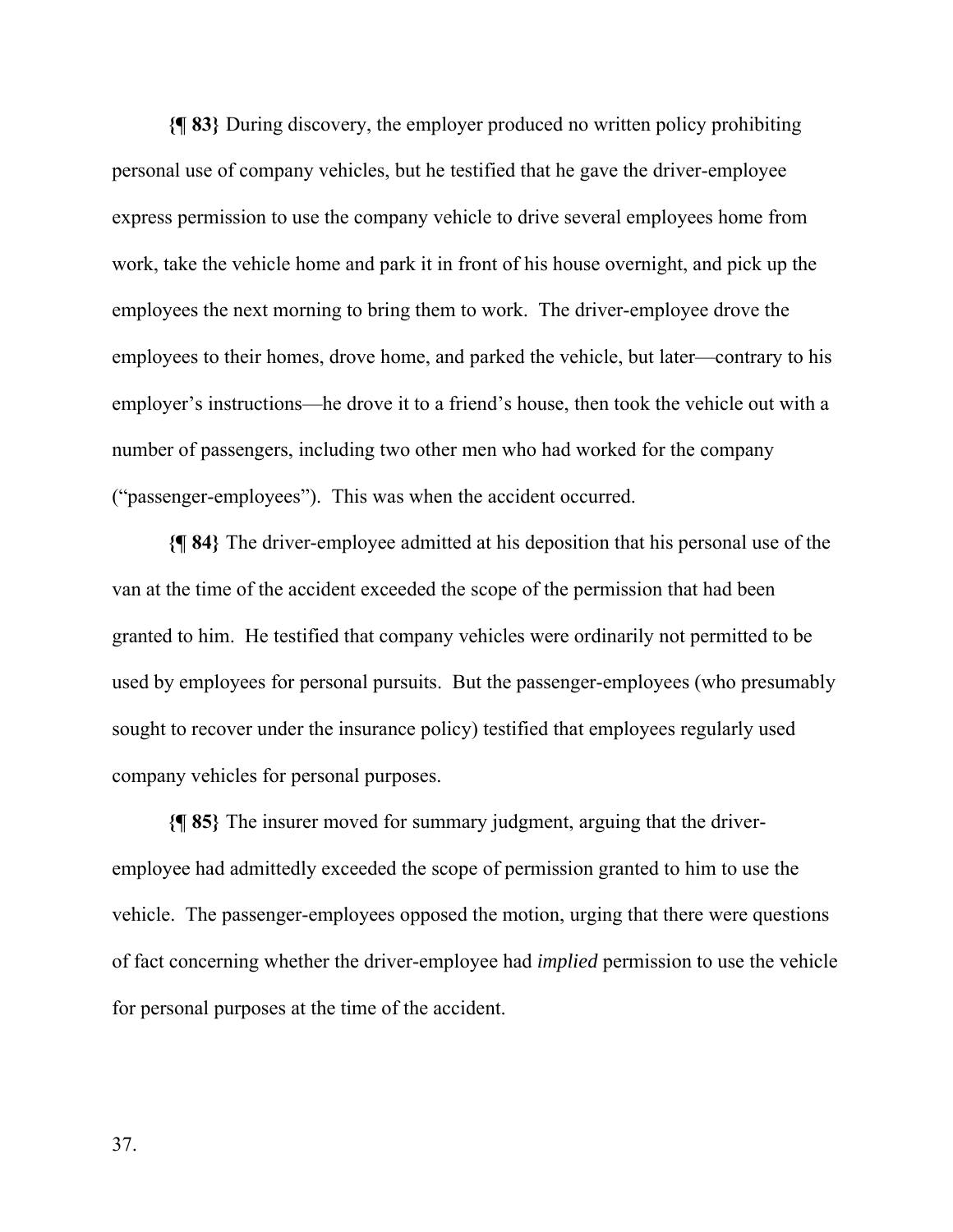**{¶ 83}** During discovery, the employer produced no written policy prohibiting personal use of company vehicles, but he testified that he gave the driver-employee express permission to use the company vehicle to drive several employees home from work, take the vehicle home and park it in front of his house overnight, and pick up the employees the next morning to bring them to work. The driver-employee drove the employees to their homes, drove home, and parked the vehicle, but later—contrary to his employer's instructions—he drove it to a friend's house, then took the vehicle out with a number of passengers, including two other men who had worked for the company ("passenger-employees"). This was when the accident occurred.

**{¶ 84}** The driver-employee admitted at his deposition that his personal use of the van at the time of the accident exceeded the scope of the permission that had been granted to him. He testified that company vehicles were ordinarily not permitted to be used by employees for personal pursuits. But the passenger-employees (who presumably sought to recover under the insurance policy) testified that employees regularly used company vehicles for personal purposes.

**{¶ 85}** The insurer moved for summary judgment, arguing that the driver-employee had admittedly exceeded the scope of permission granted to him to use the vehicle. The passenger-employees opposed the motion, urging that there were questions of fact concerning whether the driver-employee had *implied* permission to use the vehicle for personal purposes at the time of the accident.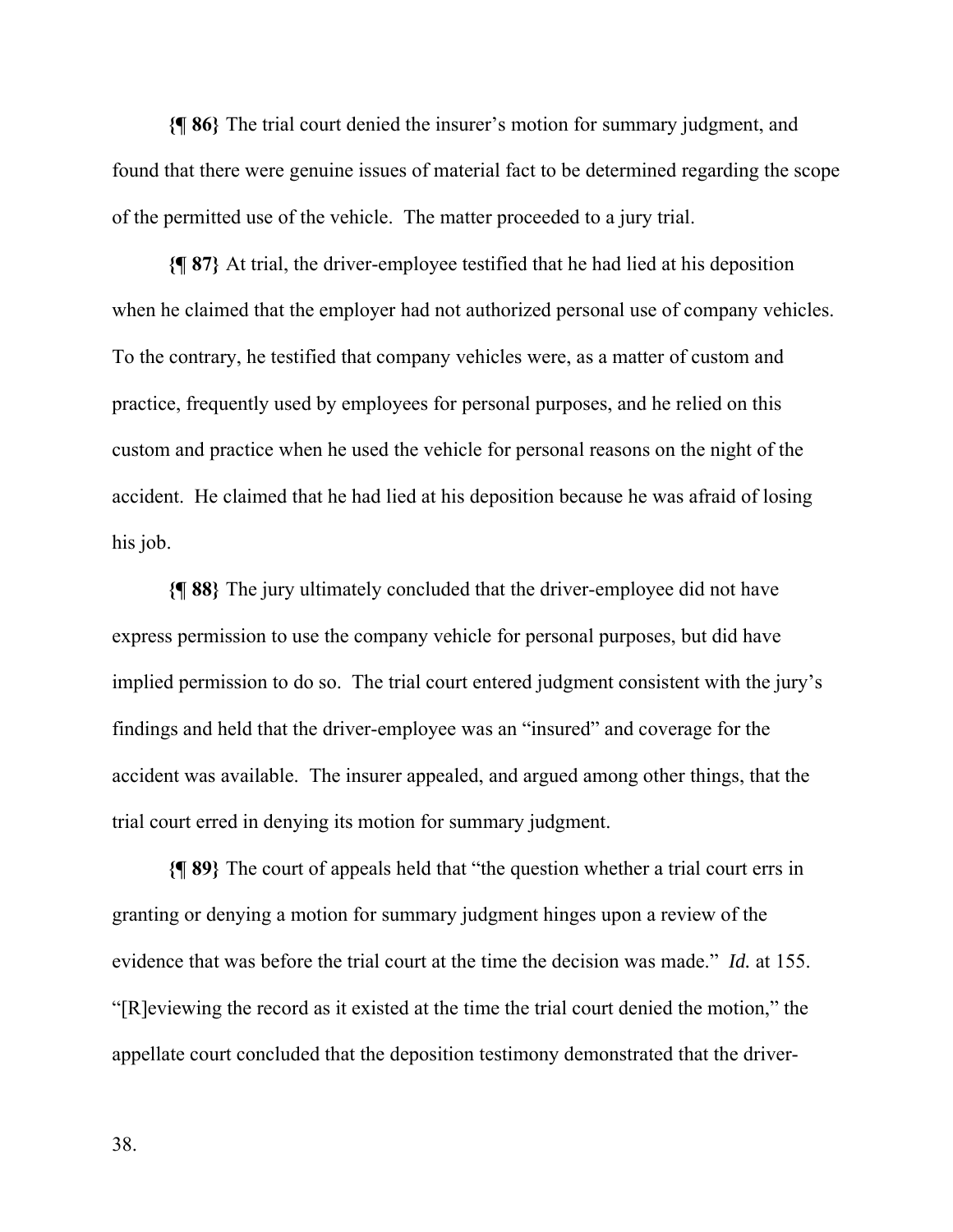**{¶ 86}** The trial court denied the insurer's motion for summary judgment, and found that there were genuine issues of material fact to be determined regarding the scope of the permitted use of the vehicle. The matter proceeded to a jury trial.

**{¶ 87}** At trial, the driver-employee testified that he had lied at his deposition when he claimed that the employer had not authorized personal use of company vehicles. To the contrary, he testified that company vehicles were, as a matter of custom and practice, frequently used by employees for personal purposes, and he relied on this custom and practice when he used the vehicle for personal reasons on the night of the accident. He claimed that he had lied at his deposition because he was afraid of losing his job.

**{¶ 88}** The jury ultimately concluded that the driver-employee did not have express permission to use the company vehicle for personal purposes, but did have implied permission to do so. The trial court entered judgment consistent with the jury's findings and held that the driver-employee was an "insured" and coverage for the accident was available. The insurer appealed, and argued among other things, that the trial court erred in denying its motion for summary judgment.

**{¶ 89}** The court of appeals held that "the question whether a trial court errs in granting or denying a motion for summary judgment hinges upon a review of the evidence that was before the trial court at the time the decision was made." *Id.* at 155. "[R]eviewing the record as it existed at the time the trial court denied the motion," the appellate court concluded that the deposition testimony demonstrated that the driver-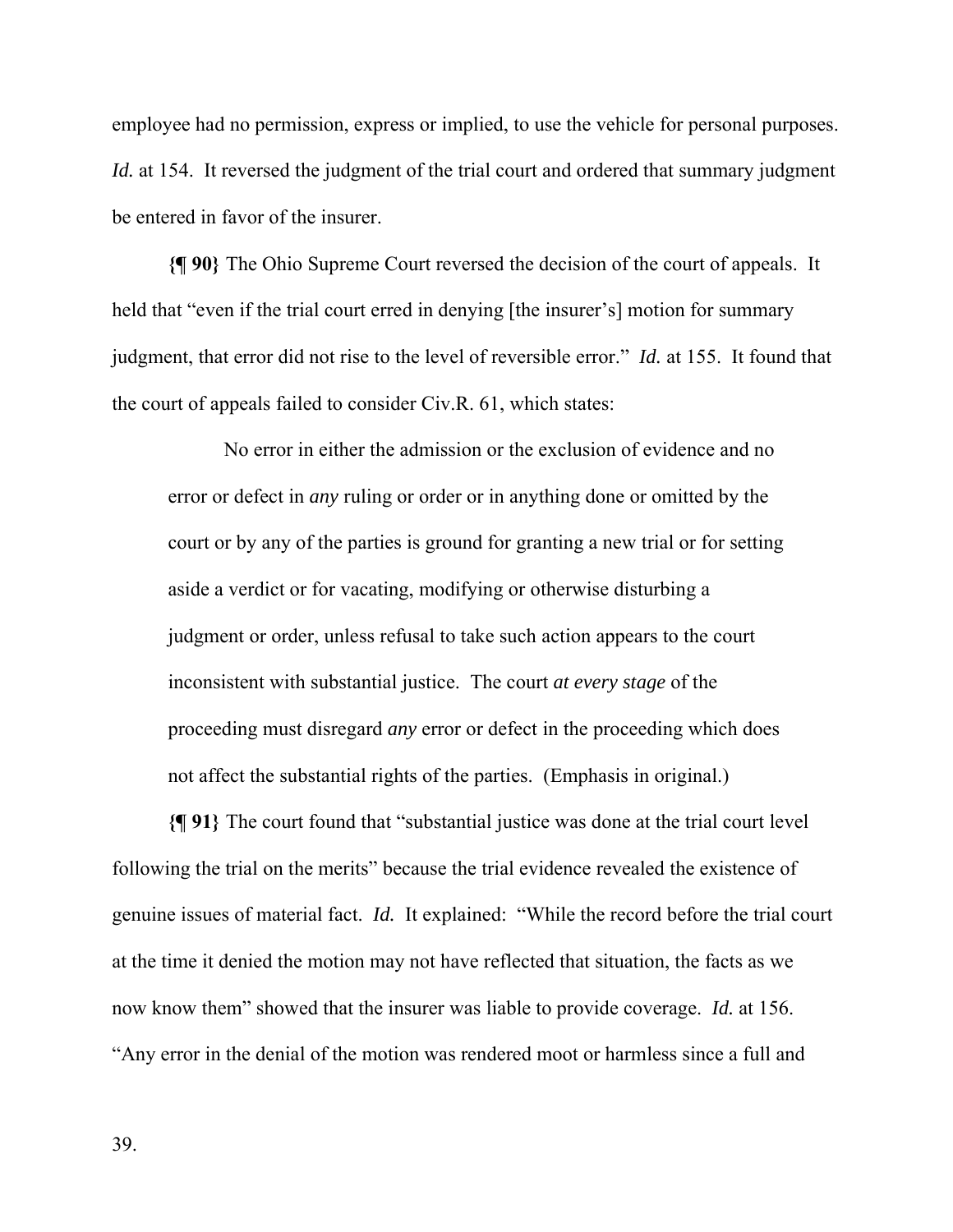employee had no permission, express or implied, to use the vehicle for personal purposes. *Id.* at 154. It reversed the judgment of the trial court and ordered that summary judgment be entered in favor of the insurer.

**{¶ 90}** The Ohio Supreme Court reversed the decision of the court of appeals. It held that "even if the trial court erred in denying [the insurer's] motion for summary judgment, that error did not rise to the level of reversible error." *Id.* at 155. It found that the court of appeals failed to consider Civ.R. 61, which states:

> No error in either the admission or the exclusion of evidence and no error or defect in *any* ruling or order or in anything done or omitted by the court or by any of the parties is ground for granting a new trial or for setting aside a verdict or for vacating, modifying or otherwise disturbing a judgment or order, unless refusal to take such action appears to the court inconsistent with substantial justice. The court *at every stage* of the proceeding must disregard *any* error or defect in the proceeding which does not affect the substantial rights of the parties. (Emphasis in original.)

**{¶ 91}** The court found that "substantial justice was done at the trial court level following the trial on the merits" because the trial evidence revealed the existence of genuine issues of material fact. *Id.* It explained: "While the record before the trial court at the time it denied the motion may not have reflected that situation, the facts as we now know them" showed that the insurer was liable to provide coverage. *Id.* at 156. "Any error in the denial of the motion was rendered moot or harmless since a full and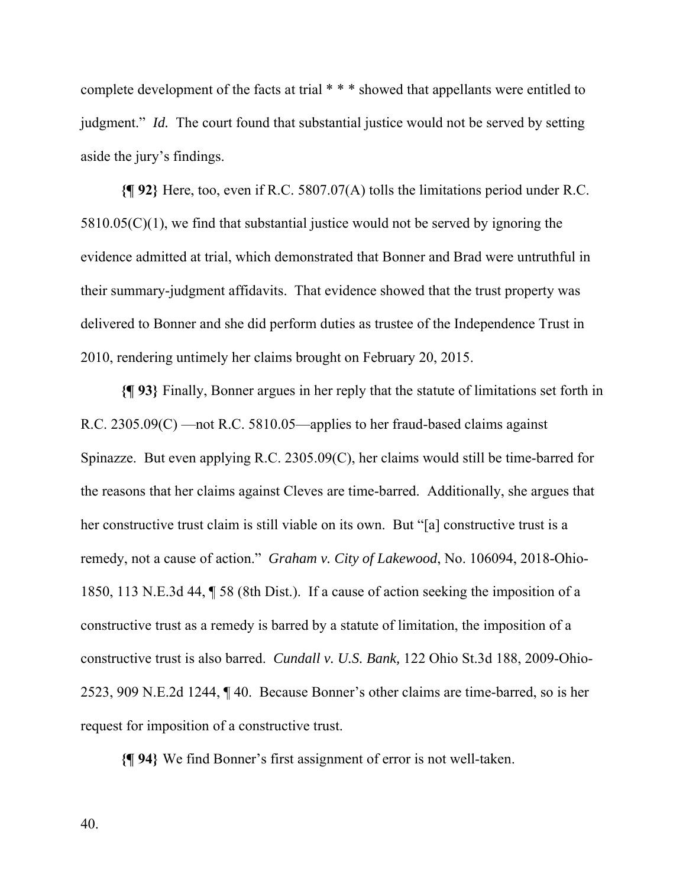complete development of the facts at trial * * * showed that appellants were entitled to judgment." *Id.* The court found that substantial justice would not be served by setting aside the jury's findings.

**{¶ 92}** Here, too, even if R.C. 5807.07(A) tolls the limitations period under R.C. 5810.05(C)(1), we find that substantial justice would not be served by ignoring the evidence admitted at trial, which demonstrated that Bonner and Brad were untruthful in their summary-judgment affidavits. That evidence showed that the trust property was delivered to Bonner and she did perform duties as trustee of the Independence Trust in 2010, rendering untimely her claims brought on February 20, 2015.

**{¶ 93}** Finally, Bonner argues in her reply that the statute of limitations set forth in R.C. 2305.09(C) —not R.C. 5810.05—applies to her fraud-based claims against Spinazze. But even applying R.C. 2305.09(C), her claims would still be time-barred for the reasons that her claims against Cleves are time-barred. Additionally, she argues that her constructive trust claim is still viable on its own. But "[a] constructive trust is a remedy, not a cause of action." *Graham v. City of Lakewood*, No. 106094, 2018-Ohio-1850, 113 N.E.3d 44, ¶ 58 (8th Dist.). If a cause of action seeking the imposition of a constructive trust as a remedy is barred by a statute of limitation, the imposition of a constructive trust is also barred. *Cundall v. U.S. Bank,* 122 Ohio St.3d 188, 2009-Ohio-2523, 909 N.E.2d 1244, ¶ 40. Because Bonner's other claims are time-barred, so is her request for imposition of a constructive trust.

**{¶ 94}** We find Bonner's first assignment of error is not well-taken.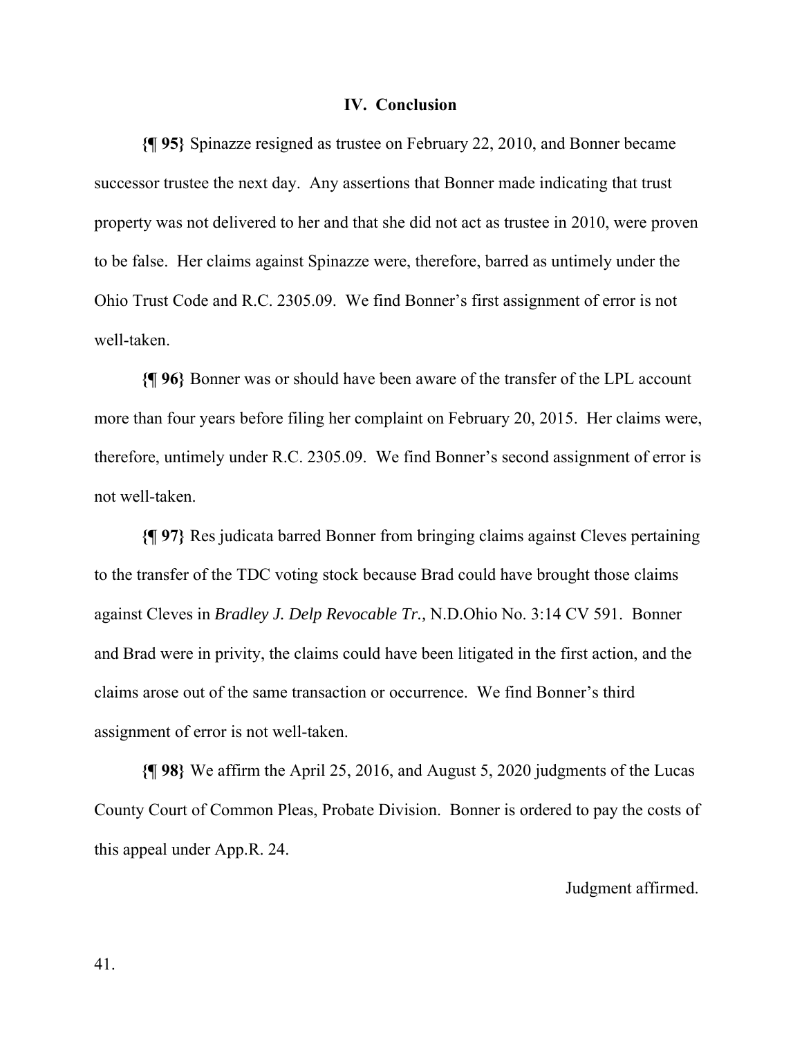## IV. Conclusion

**{¶ 95}** Spinazze resigned as trustee on February 22, 2010, and Bonner became successor trustee the next day. Any assertions that Bonner made indicating that trust property was not delivered to her and that she did not act as trustee in 2010, were proven to be false. Her claims against Spinazze were, therefore, barred as untimely under the Ohio Trust Code and R.C. 2305.09. We find Bonner's first assignment of error is not well-taken.

**{¶ 96}** Bonner was or should have been aware of the transfer of the LPL account more than four years before filing her complaint on February 20, 2015. Her claims were, therefore, untimely under R.C. 2305.09. We find Bonner's second assignment of error is not well-taken.

**{¶ 97}** Res judicata barred Bonner from bringing claims against Cleves pertaining to the transfer of the TDC voting stock because Brad could have brought those claims against Cleves in *Bradley J. Delp Revocable Tr.,* N.D.Ohio No. 3:14 CV 591. Bonner and Brad were in privity, the claims could have been litigated in the first action, and the claims arose out of the same transaction or occurrence. We find Bonner's third assignment of error is not well-taken.

**{¶ 98}** We affirm the April 25, 2016, and August 5, 2020 judgments of the Lucas County Court of Common Pleas, Probate Division. Bonner is ordered to pay the costs of this appeal under App.R. 24.

Judgment affirmed.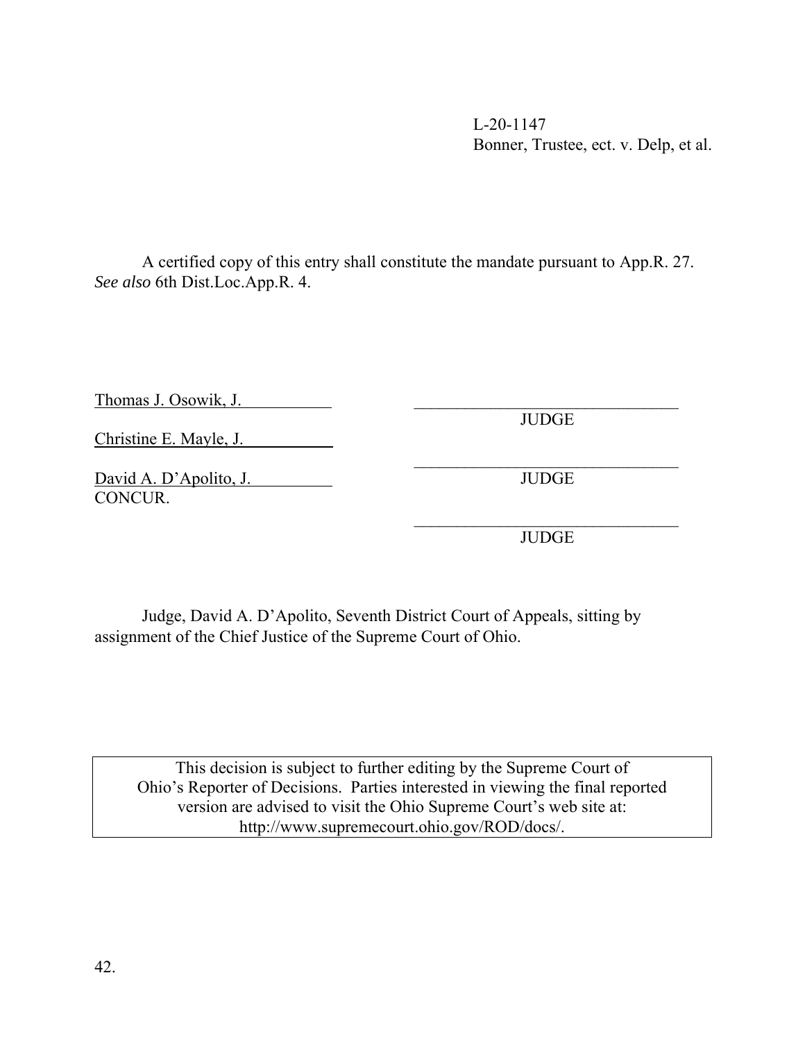L-20-1147
Bonner, Trustee, ect. v. Delp, et al.

A certified copy of this entry shall constitute the mandate pursuant to App.R. 27. *See also* 6th Dist.Loc.App.R. 4.

| | |
|---|---|
| Thomas J. Osowik, J. | _______________________________ JUDGE |
| Christine E. Mayle, J. | |
| David A. D'Apolito, J. CONCUR. | _______________________________ JUDGE |
| | _______________________________ JUDGE |

Judge, David A. D'Apolito, Seventh District Court of Appeals, sitting by assignment of the Chief Justice of the Supreme Court of Ohio.

This decision is subject to further editing by the Supreme Court of Ohio's Reporter of Decisions. Parties interested in viewing the final reported version are advised to visit the Ohio Supreme Court's web site at: http://www.supremecourt.ohio.gov/ROD/docs/.